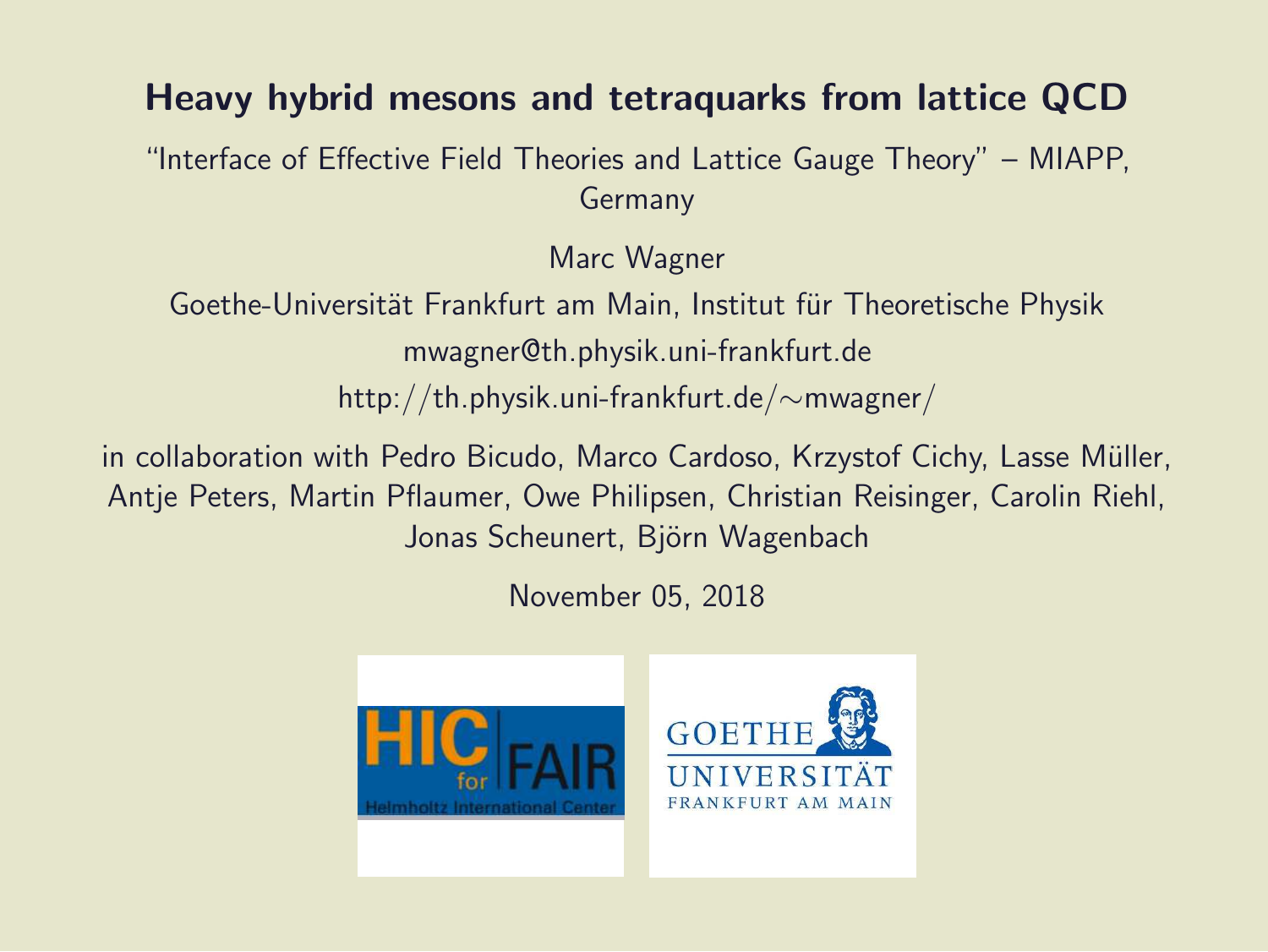# Heavy hybrid mesons and tetraquarks from lattice QCD

"Interface of Effective Field Theories and Lattice Gauge Theory" – MIAPP, Germany

Marc Wagner

Goethe-Universität Frankfurt am Main, Institut für Theoretische Physik

mwagner@th.physik.uni-frankfurt.de

http://th.physik.uni-frankfurt.de/∼mwagner/

in collaboration with Pedro Bicudo, Marco Cardoso, Krzystof Cichy, Lasse Müller, Antje Peters, Martin Pflaumer, Owe Philipsen, Christian Reisinger, Carolin Riehl, Jonas Scheunert, Björn Wagenbach

November 05, 2018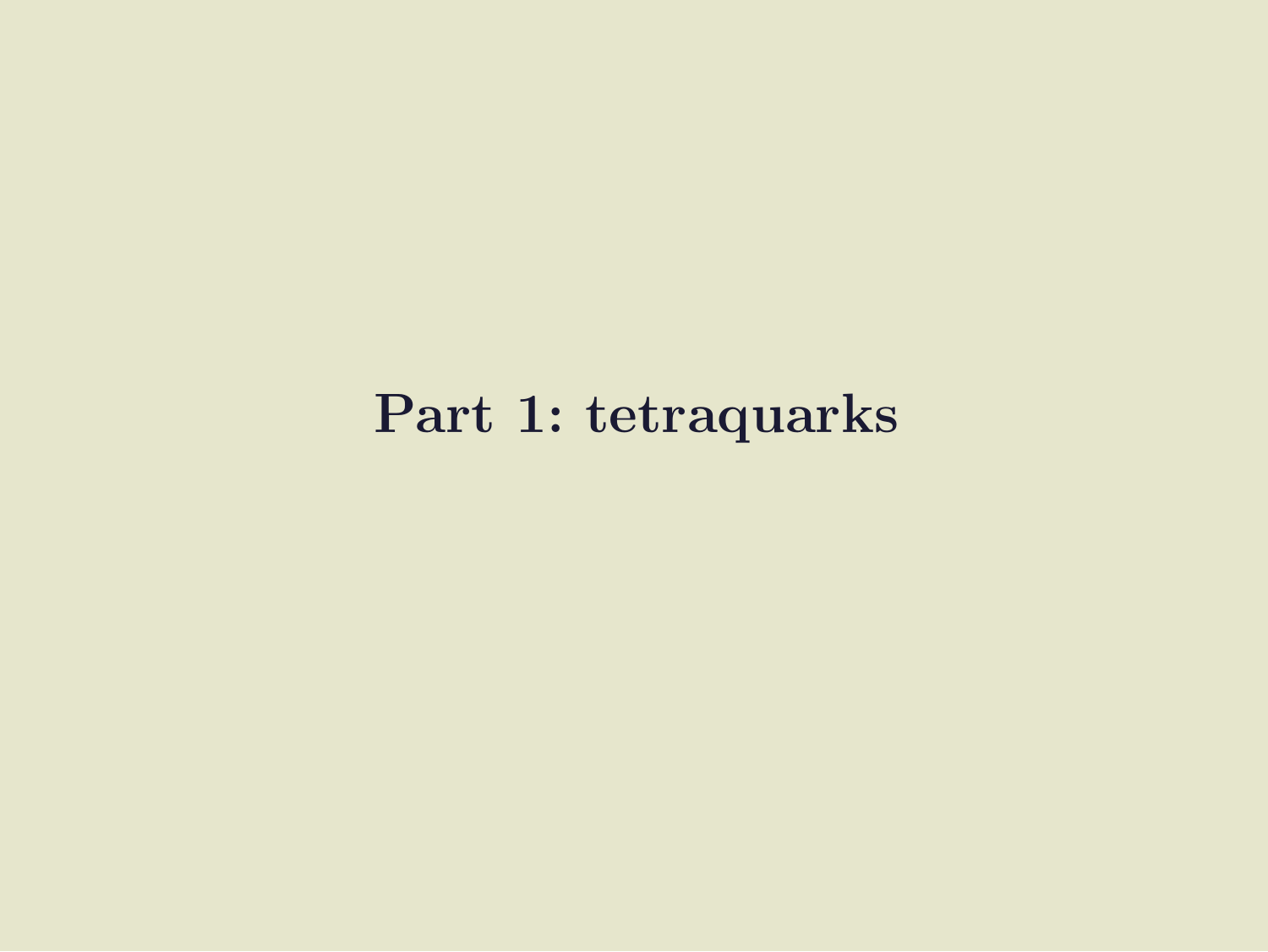# Part 1: tetraquarks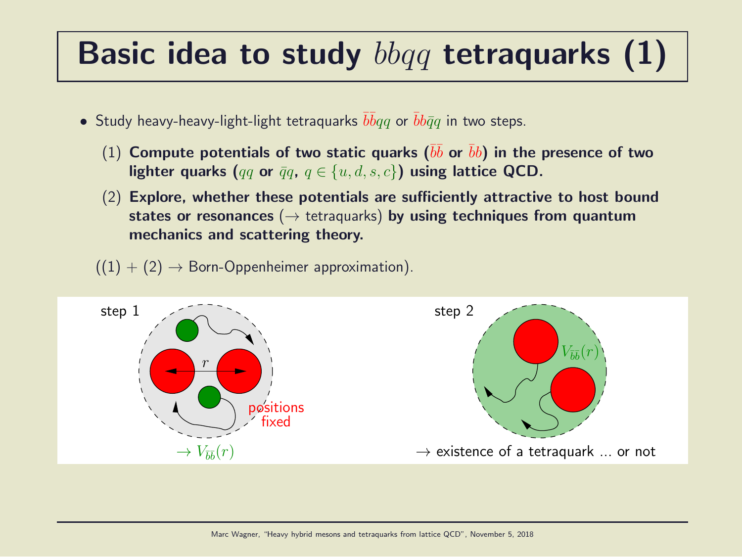# Basic idea to study $bbqq$ tetraquarks (1)

- Study heavy-heavy-light-light tetraquarks $\bar{b}\bar{b}qq$ or $\bar{b}b\bar{q}q$ in two steps.
  1. **Compute potentials of two static quarks ($\bar{b}\bar{b}$ or $\bar{b}b$) in the presence of two lighter quarks ($qq$ or $\bar{q}q$, $q \in \{u, d, s, c\}$) using lattice QCD.**
  2. **Explore, whether these potentials are sufficiently attractive to host bound states or resonances** ($\rightarrow$ tetraquarks) **by using techniques from quantum mechanics and scattering theory.**

((1) + (2) $\rightarrow$ Born-Oppenheimer approximation).

step 1

$r$

positions fixed

$\rightarrow V_{\bar{b}\bar{b}}(r)$

step 2

$V_{\bar{b}\bar{b}}(r)$

$\rightarrow$ existence of a tetraquark ... or not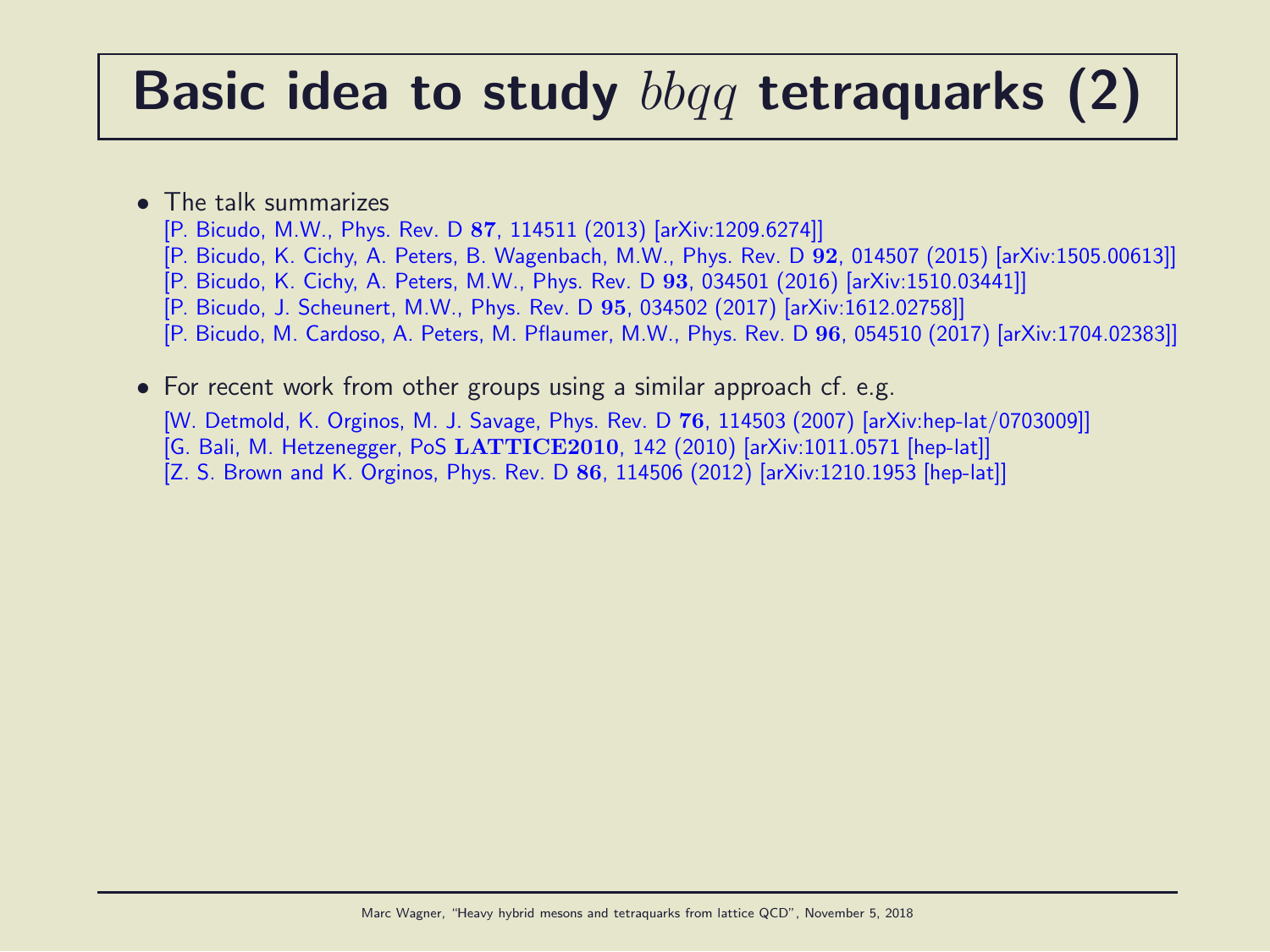# Basic idea to study $bbqq$ tetraquarks (2)

- The talk summarizes
  [P. Bicudo, M.W., Phys. Rev. D **87**, 114511 (2013) [arXiv:1209.6274]]
  [P. Bicudo, K. Cichy, A. Peters, B. Wagenbach, M.W., Phys. Rev. D **92**, 014507 (2015) [arXiv:1505.00613]]
  [P. Bicudo, K. Cichy, A. Peters, M.W., Phys. Rev. D **93**, 034501 (2016) [arXiv:1510.03441]]
  [P. Bicudo, J. Scheunert, M.W., Phys. Rev. D **95**, 034502 (2017) [arXiv:1612.02758]]
  [P. Bicudo, M. Cardoso, A. Peters, M. Pflaumer, M.W., Phys. Rev. D **96**, 054510 (2017) [arXiv:1704.02383]]

- For recent work from other groups using a similar approach cf. e.g.
  [W. Detmold, K. Orginos, M. J. Savage, Phys. Rev. D **76**, 114503 (2007) [arXiv:hep-lat/0703009]]
  [G. Bali, M. Hetzenegger, PoS **LATTICE2010**, 142 (2010) [arXiv:1011.0571 [hep-lat]]
  [Z. S. Brown and K. Orginos, Phys. Rev. D **86**, 114506 (2012) [arXiv:1210.1953 [hep-lat]]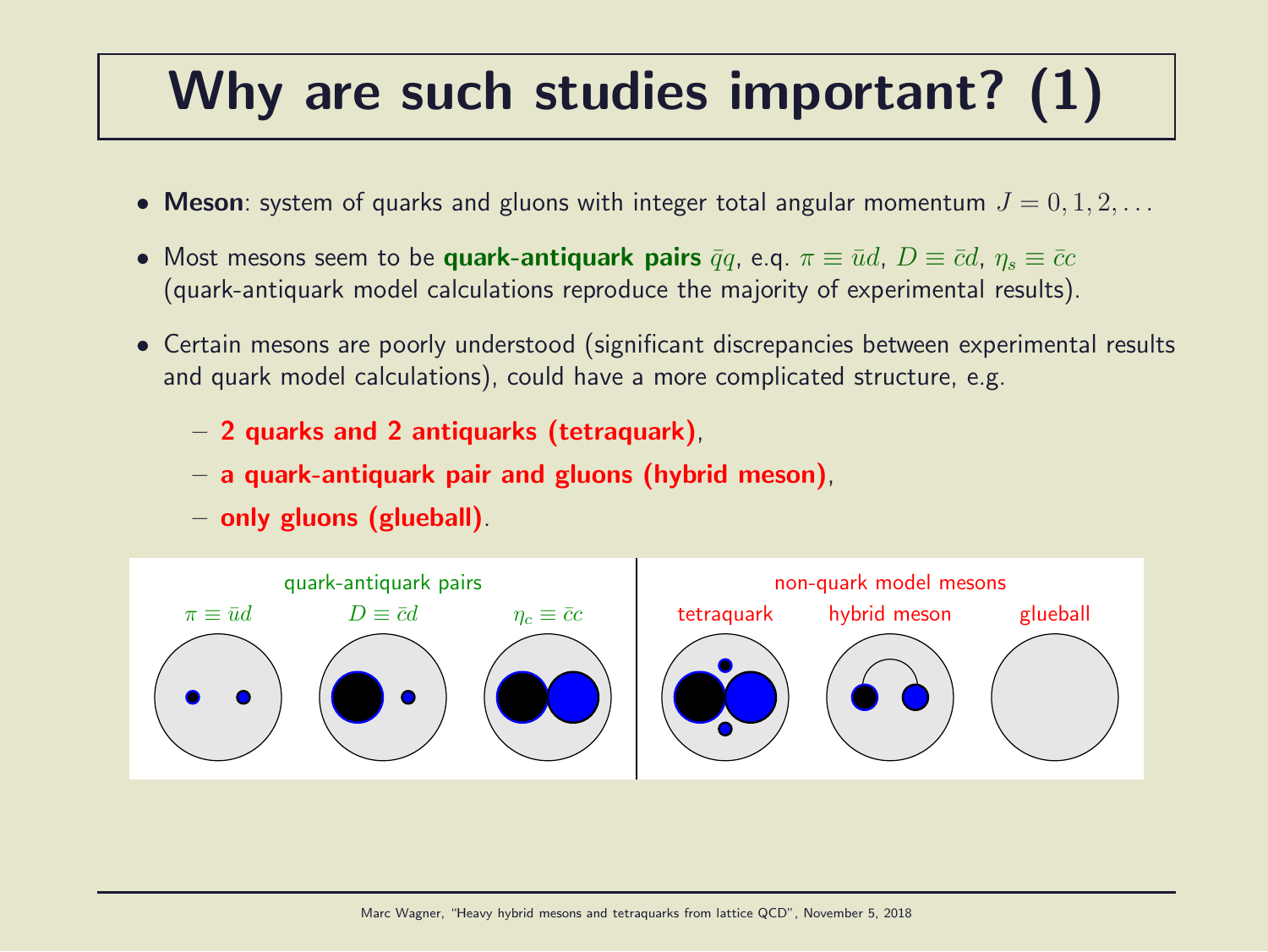# Why are such studies important? (1)

- **Meson**: system of quarks and gluons with integer total angular momentum $J = 0, 1, 2, \ldots$
- Most mesons seem to be **quark-antiquark pairs** $\bar{q}q$, e.g. $\pi \equiv \bar{u}d$, $D \equiv \bar{c}d$, $\eta_s \equiv \bar{c}c$ (quark-antiquark model calculations reproduce the majority of experimental results).
- Certain mesons are poorly understood (significant discrepancies between experimental results and quark model calculations), could have a more complicated structure, e.g.
  - **2 quarks and 2 antiquarks (tetraquark)**,
  - **a quark-antiquark pair and gluons (hybrid meson)**,
  - **only gluons (glueball)**.

quark-antiquark pairs: $\pi \equiv \bar{u}d$, $D \equiv \bar{c}d$, $\eta_c \equiv \bar{c}c$

non-quark model mesons: tetraquark, hybrid meson, glueball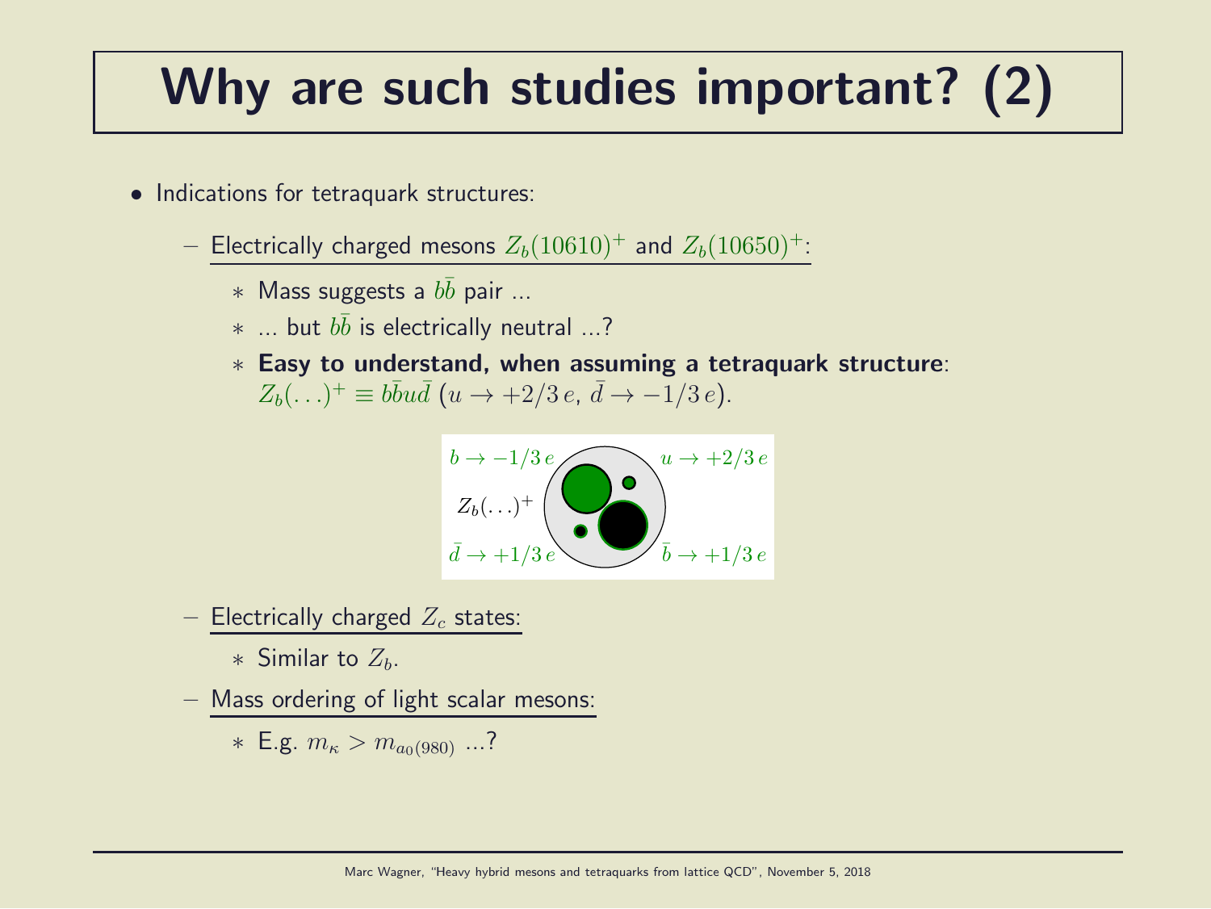# Why are such studies important? (2)

- Indications for tetraquark structures:
  - Electrically charged mesons $Z_b(10610)^+$ and $Z_b(10650)^+$:
    - Mass suggests a $b\bar{b}$ pair ...
    - ... but $b\bar{b}$ is electrically neutral ...?
    - **Easy to understand, when assuming a tetraquark structure**: $Z_b(\ldots)^+ \equiv b\bar{b}u\bar{d}$ ($u \rightarrow +2/3\,e$, $\bar{d} \rightarrow -1/3\,e$).

$b \rightarrow -1/3\,e$ $u \rightarrow +2/3\,e$

$Z_b(\ldots)^+$

$\bar{d} \rightarrow +1/3\,e$ $\bar{b} \rightarrow +1/3\,e$

  - Electrically charged $Z_c$ states:
    - Similar to $Z_b$.
  - Mass ordering of light scalar mesons:
    - E.g. $m_\kappa > m_{a_0(980)}$ ...?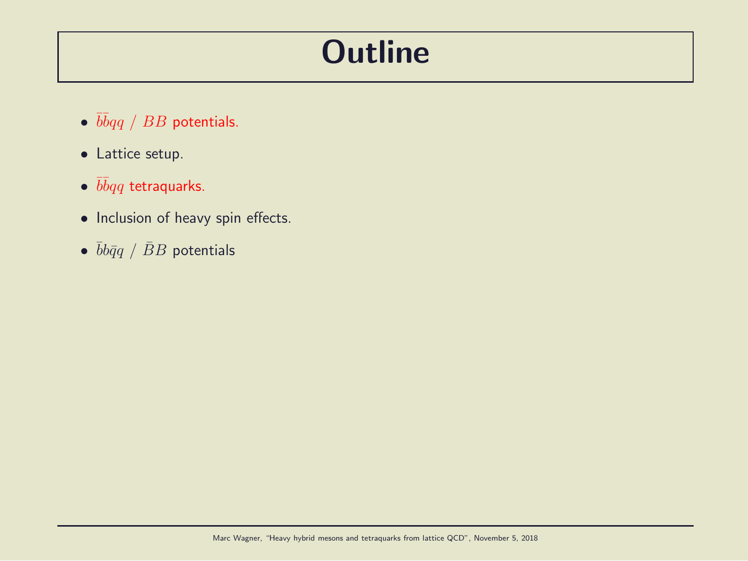# Outline

- $\bar{b}\bar{b}qq$ / $BB$ potentials.
- Lattice setup.
- $\bar{b}\bar{b}qq$ tetraquarks.
- Inclusion of heavy spin effects.
- $\bar{b}b\bar{q}q$ / $\bar{B}B$ potentials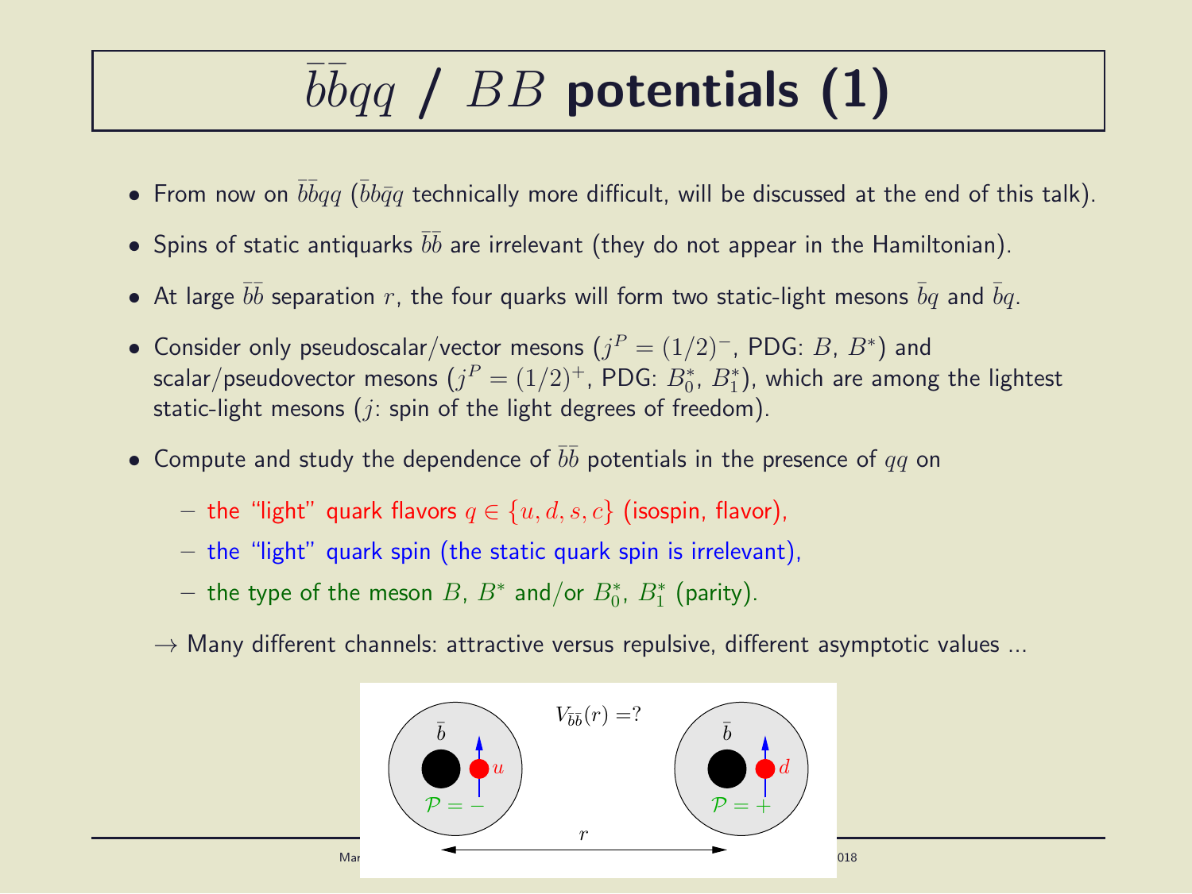# $\bar{b}\bar{b}qq$ / $BB$ potentials (1)

- From now on $\bar{b}\bar{b}qq$ ($\bar{b}b\bar{q}q$ technically more difficult, will be discussed at the end of this talk).
- Spins of static antiquarks $\bar{b}\bar{b}$ are irrelevant (they do not appear in the Hamiltonian).
- At large $\bar{b}\bar{b}$ separation $r$, the four quarks will form two static-light mesons $\bar{b}q$ and $\bar{b}q$.
- Consider only pseudoscalar/vector mesons ($j^P = (1/2)^-$, PDG: $B$, $B^*$) and scalar/pseudovector mesons ($j^P = (1/2)^+$, PDG: $B_0^*$, $B_1^*$), which are among the lightest static-light mesons ($j$: spin of the light degrees of freedom).
- Compute and study the dependence of $\bar{b}\bar{b}$ potentials in the presence of $qq$ on
  - the "light" quark flavors $q \in \{u, d, s, c\}$ (isospin, flavor),
  - the "light" quark spin (the static quark spin is irrelevant),
  - the type of the meson $B$, $B^*$ and/or $B_0^*$, $B_1^*$ (parity).

  $\rightarrow$ Many different channels: attractive versus repulsive, different asymptotic values ...

$V_{\bar{b}\bar{b}}(r) = ?$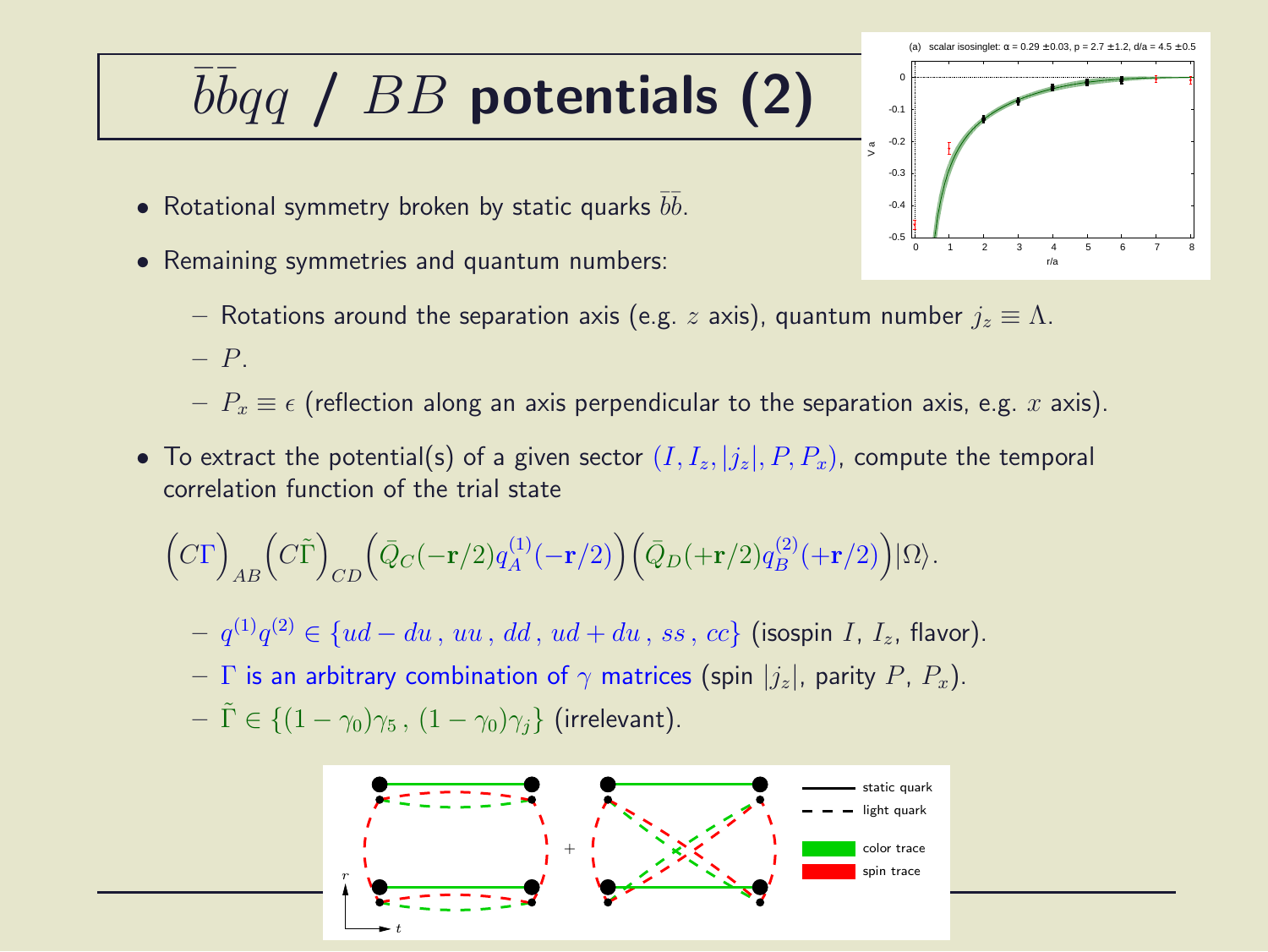# $\bar{b}\bar{b}qq$ / $BB$ potentials (2)

- Rotational symmetry broken by static quarks $\bar{b}\bar{b}$.
- Remaining symmetries and quantum numbers:
  - Rotations around the separation axis (e.g. $z$ axis), quantum number $j_z \equiv \Lambda$.
  - $P$.
  - $P_x \equiv \epsilon$ (reflection along an axis perpendicular to the separation axis, e.g. $x$ axis).
- To extract the potential(s) of a given sector $(I, I_z, |j_z|, P, P_x)$, compute the temporal correlation function of the trial state

$$\Big(C\Gamma\Big)_{AB}\Big(C\tilde{\Gamma}\Big)_{CD}\Big(\bar{Q}_C(-\mathbf{r}/2)q_A^{(1)}(-\mathbf{r}/2)\Big)\Big(\bar{Q}_D(+\mathbf{r}/2)q_B^{(2)}(+\mathbf{r}/2)\Big)|\Omega\rangle.$$

  - $q^{(1)}q^{(2)} \in \{ud - du\,,\, uu\,,\, dd\,,\, ud + du\,,\, ss\,,\, cc\}$ (isospin $I$, $I_z$, flavor).
  - $\Gamma$ is an arbitrary combination of $\gamma$ matrices (spin $|j_z|$, parity $P$, $P_x$).
  - $\tilde{\Gamma} \in \{(1 - \gamma_0)\gamma_5\,,\,(1 - \gamma_0)\gamma_j\}$ (irrelevant).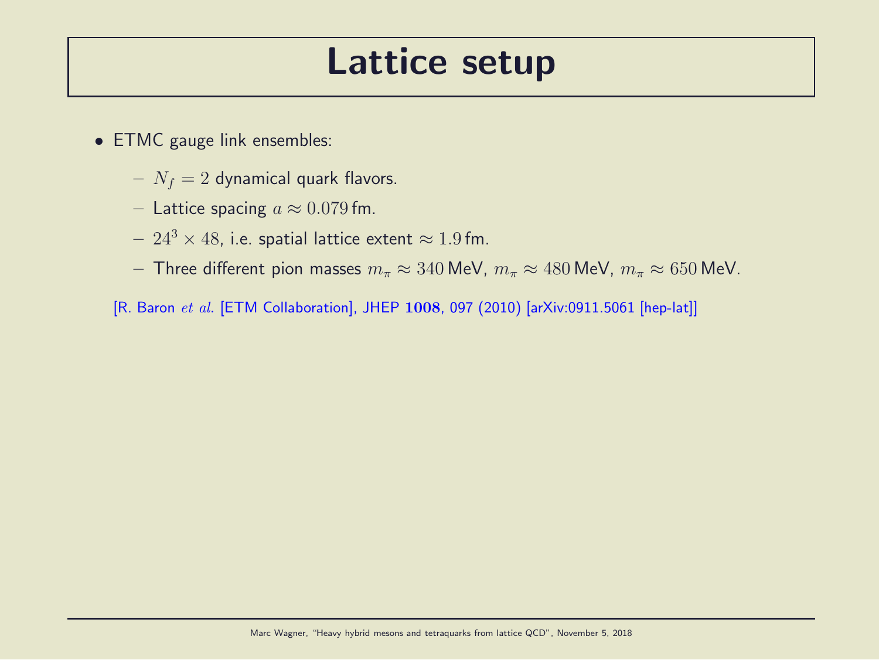# Lattice setup

- ETMC gauge link ensembles:
  - $N_f = 2$ dynamical quark flavors.
  - Lattice spacing $a \approx 0.079\,\text{fm}$.
  - $24^3 \times 48$, i.e. spatial lattice extent $\approx 1.9\,\text{fm}$.
  - Three different pion masses $m_\pi \approx 340\,\text{MeV}$, $m_\pi \approx 480\,\text{MeV}$, $m_\pi \approx 650\,\text{MeV}$.

[R. Baron *et al.* [ETM Collaboration], JHEP **1008**, 097 (2010) [arXiv:0911.5061 [hep-lat]]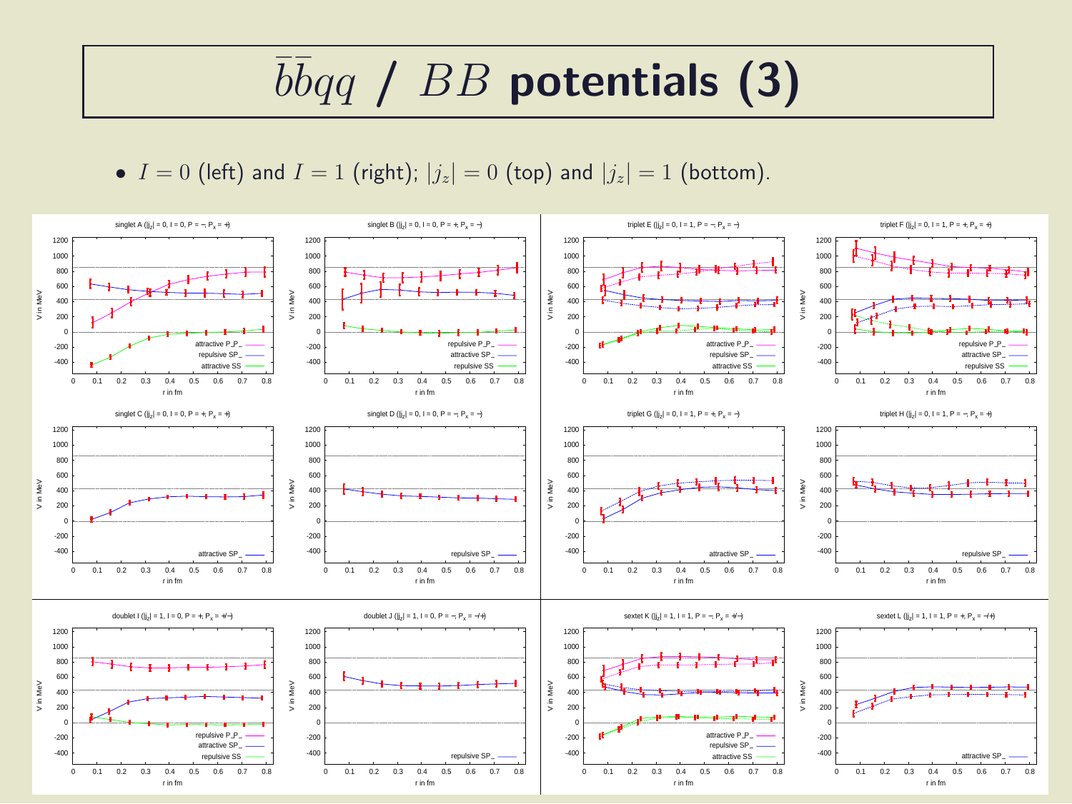# $\bar{b}\bar{b}qq$ / $BB$ potentials (3)

- $I = 0$ (left) and $I = 1$ (right); $|j_z| = 0$ (top) and $|j_z| = 1$ (bottom).

singlet A ($|j_z| = 0$, $I = 0$, $P = -$, $P_x = +$)

singlet B ($|j_z| = 0$, $I = 0$, $P = +$, $P_x = -$)

triplet E ($|j_z| = 0$, $I = 1$, $P = -$, $P_x = -$)

triplet F ($|j_z| = 0$, $I = 1$, $P = +$, $P_x = +$)

singlet C ($|j_z| = 0$, $I = 0$, $P = +$, $P_x = +$)

singlet D ($|j_z| = 0$, $I = 0$, $P = -$, $P_x = -$)

triplet G ($|j_z| = 0$, $I = 1$, $P = +$, $P_x = -$)

triplet H ($|j_z| = 0$, $I = 1$, $P = -$, $P_x = +$)

doublet I ($|j_z| = 1$, $I = 0$, $P = +$, $P_x = +/-$)

doublet J ($|j_z| = 1$, $I = 0$, $P = -$, $P_x = -/+$)

sextet K ($|j_z| = 1$, $I = 1$, $P = -$, $P_x = +/-$)

sextet L ($|j_z| = 1$, $I = 1$, $P = +$, $P_x = -/+$)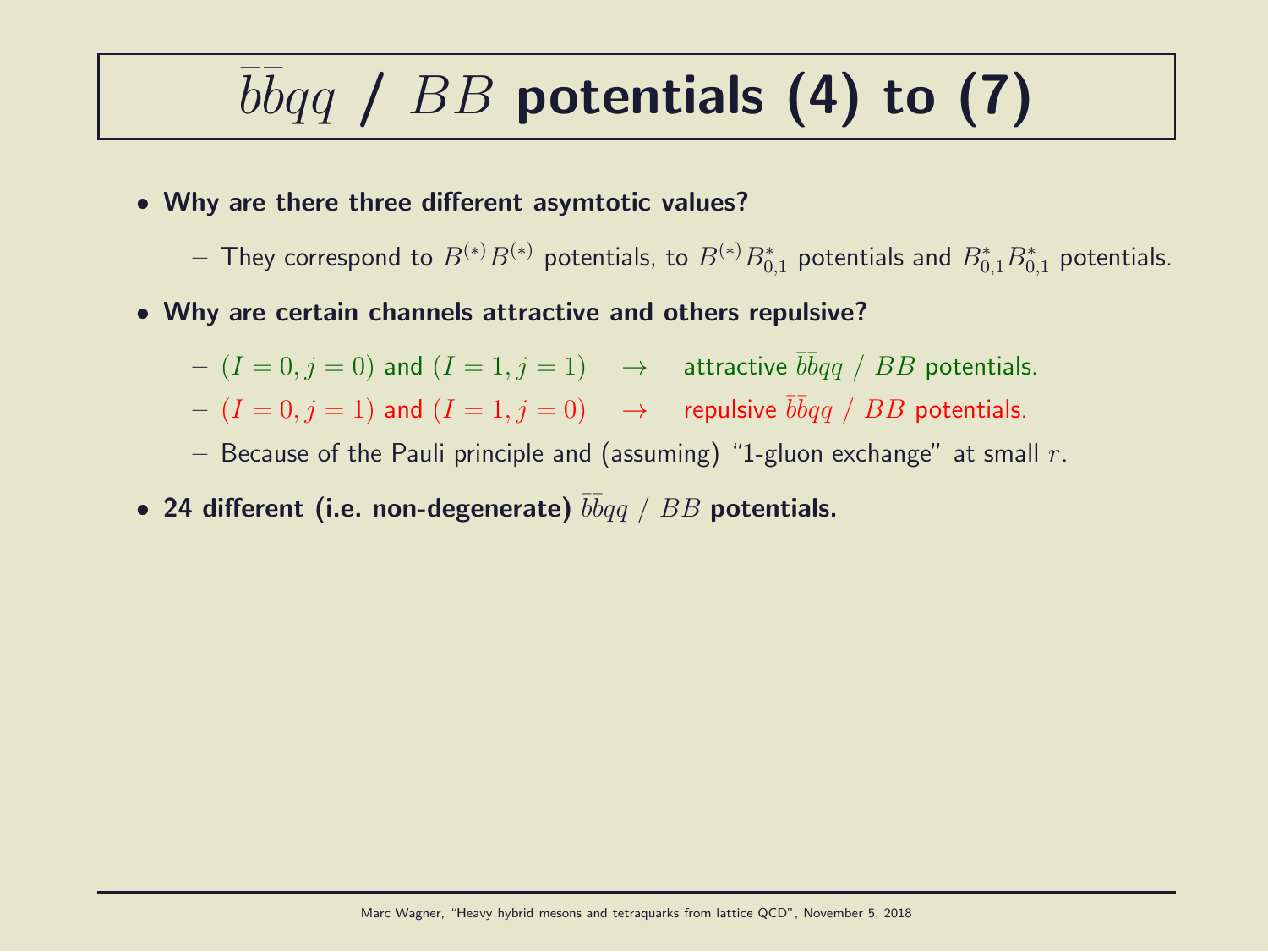# $\bar{b}\bar{b}qq$ / $BB$ potentials (4) to (7)

- **Why are there three different asymtotic values?**
  - They correspond to $B^{(*)}B^{(*)}$ potentials, to $B^{(*)}B^*_{0,1}$ potentials and $B^*_{0,1}B^*_{0,1}$ potentials.
- **Why are certain channels attractive and others repulsive?**
  - $(I = 0, j = 0)$ and $(I = 1, j = 1)$ $\rightarrow$ attractive $\bar{b}\bar{b}qq$ / $BB$ potentials.
  - $(I = 0, j = 1)$ and $(I = 1, j = 0)$ $\rightarrow$ repulsive $\bar{b}\bar{b}qq$ / $BB$ potentials.
  - Because of the Pauli principle and (assuming) "1-gluon exchange" at small $r$.
- **24 different (i.e. non-degenerate) $\bar{b}\bar{b}qq$ / $BB$ potentials.**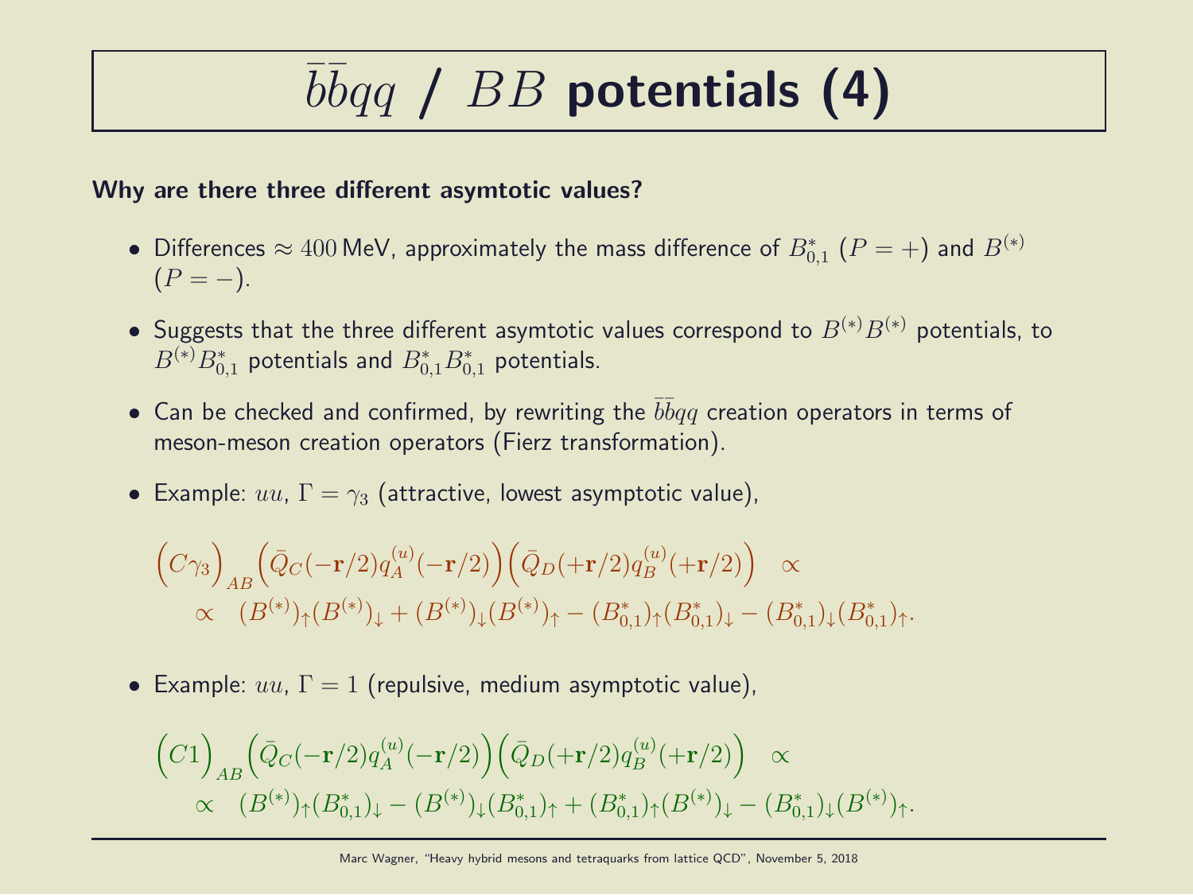# $\bar{b}\bar{b}qq$ / $BB$ potentials (4)

**Why are there three different asymtotic values?**

- Differences $\approx 400$ MeV, approximately the mass difference of $B^*_{0,1}$ ($P = +$) and $B^{(*)}$ ($P = -$).
- Suggests that the three different asymtotic values correspond to $B^{(*)}B^{(*)}$ potentials, to $B^{(*)}B^*_{0,1}$ potentials and $B^*_{0,1}B^*_{0,1}$ potentials.
- Can be checked and confirmed, by rewriting the $\bar{b}\bar{b}qq$ creation operators in terms of meson-meson creation operators (Fierz transformation).
- Example: $uu$, $\Gamma = \gamma_3$ (attractive, lowest asymptotic value),

$$\Big(C\gamma_3\Big)_{AB}\Big(\bar{Q}_C(-\mathbf{r}/2)q^{(u)}_A(-\mathbf{r}/2)\Big)\Big(\bar{Q}_D(+\mathbf{r}/2)q^{(u)}_B(+\mathbf{r}/2)\Big) \quad \propto$$
$$\propto \quad (B^{(*)})_\uparrow(B^{(*)})_\downarrow + (B^{(*)})_\downarrow(B^{(*)})_\uparrow - (B^*_{0,1})_\uparrow(B^*_{0,1})_\downarrow - (B^*_{0,1})_\downarrow(B^*_{0,1})_\uparrow.$$

- Example: $uu$, $\Gamma = 1$ (repulsive, medium asymptotic value),

$$\Big(C1\Big)_{AB}\Big(\bar{Q}_C(-\mathbf{r}/2)q^{(u)}_A(-\mathbf{r}/2)\Big)\Big(\bar{Q}_D(+\mathbf{r}/2)q^{(u)}_B(+\mathbf{r}/2)\Big) \quad \propto$$
$$\propto \quad (B^{(*)})_\uparrow(B^*_{0,1})_\downarrow - (B^{(*)})_\downarrow(B^*_{0,1})_\uparrow + (B^*_{0,1})_\uparrow(B^{(*)})_\downarrow - (B^*_{0,1})_\downarrow(B^{(*)})_\uparrow.$$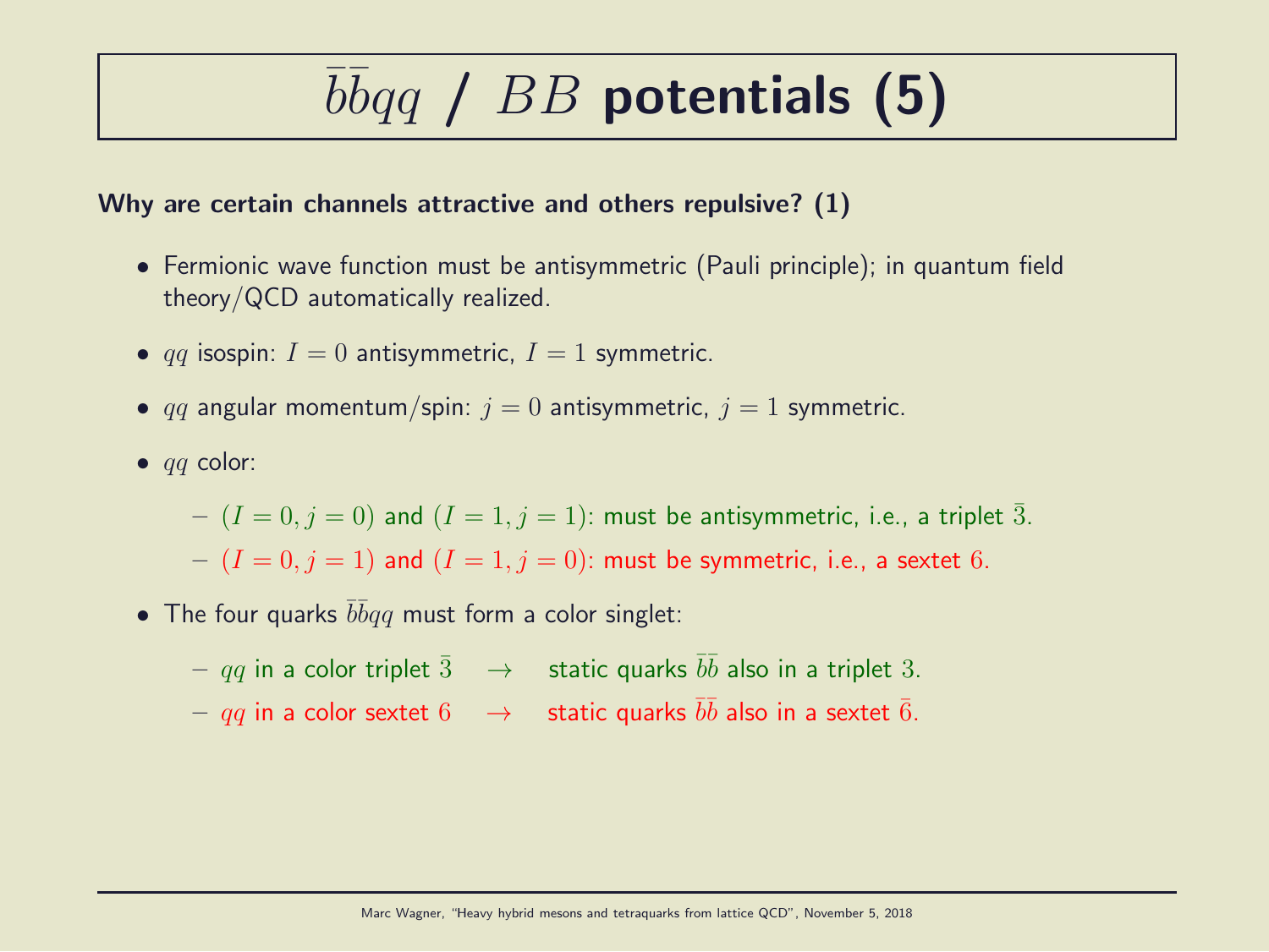# $\bar{b}\bar{b}qq$ / $BB$ potentials (5)

**Why are certain channels attractive and others repulsive? (1)**

- Fermionic wave function must be antisymmetric (Pauli principle); in quantum field theory/QCD automatically realized.
- $qq$ isospin: $I = 0$ antisymmetric, $I = 1$ symmetric.
- $qq$ angular momentum/spin: $j = 0$ antisymmetric, $j = 1$ symmetric.
- $qq$ color:
  - $(I = 0, j = 0)$ and $(I = 1, j = 1)$: must be antisymmetric, i.e., a triplet $\bar{3}$.
  - $(I = 0, j = 1)$ and $(I = 1, j = 0)$: must be symmetric, i.e., a sextet $6$.
- The four quarks $\bar{b}\bar{b}qq$ must form a color singlet:
  - $qq$ in a color triplet $\bar{3}$ $\rightarrow$ static quarks $\bar{b}\bar{b}$ also in a triplet $3$.
  - $qq$ in a color sextet $6$ $\rightarrow$ static quarks $\bar{b}\bar{b}$ also in a sextet $\bar{6}$.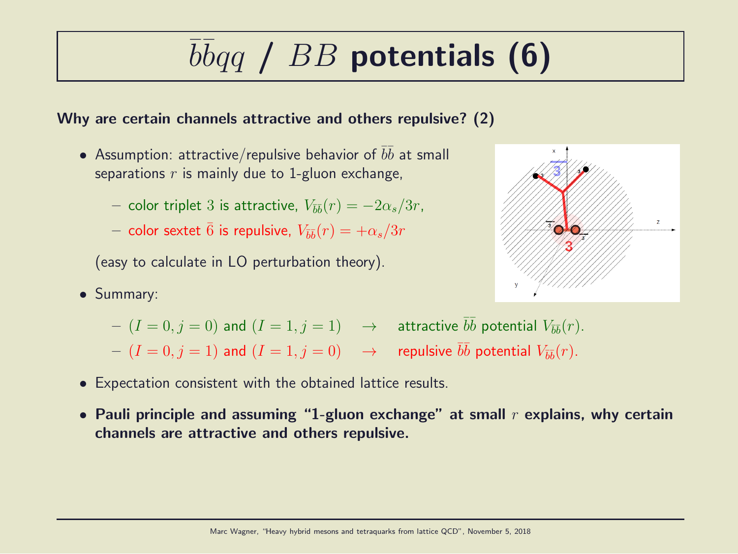# $\bar{b}\bar{b}qq$ / $BB$ potentials (6)

**Why are certain channels attractive and others repulsive? (2)**

- Assumption: attractive/repulsive behavior of $\bar{b}\bar{b}$ at small separations $r$ is mainly due to 1-gluon exchange,
  - color triplet $3$ is attractive, $V_{\bar{b}\bar{b}}(r) = -2\alpha_s/3r$,
  - color sextet $\bar{6}$ is repulsive, $V_{\bar{b}\bar{b}}(r) = +\alpha_s/3r$

  (easy to calculate in LO perturbation theory).

- Summary:
  - $(I = 0, j = 0)$ and $(I = 1, j = 1)$ $\rightarrow$ attractive $\bar{b}\bar{b}$ potential $V_{\bar{b}\bar{b}}(r)$.
  - $(I = 0, j = 1)$ and $(I = 1, j = 0)$ $\rightarrow$ repulsive $\bar{b}\bar{b}$ potential $V_{\bar{b}\bar{b}}(r)$.

- Expectation consistent with the obtained lattice results.

- **Pauli principle and assuming "1-gluon exchange" at small $r$ explains, why certain channels are attractive and others repulsive.**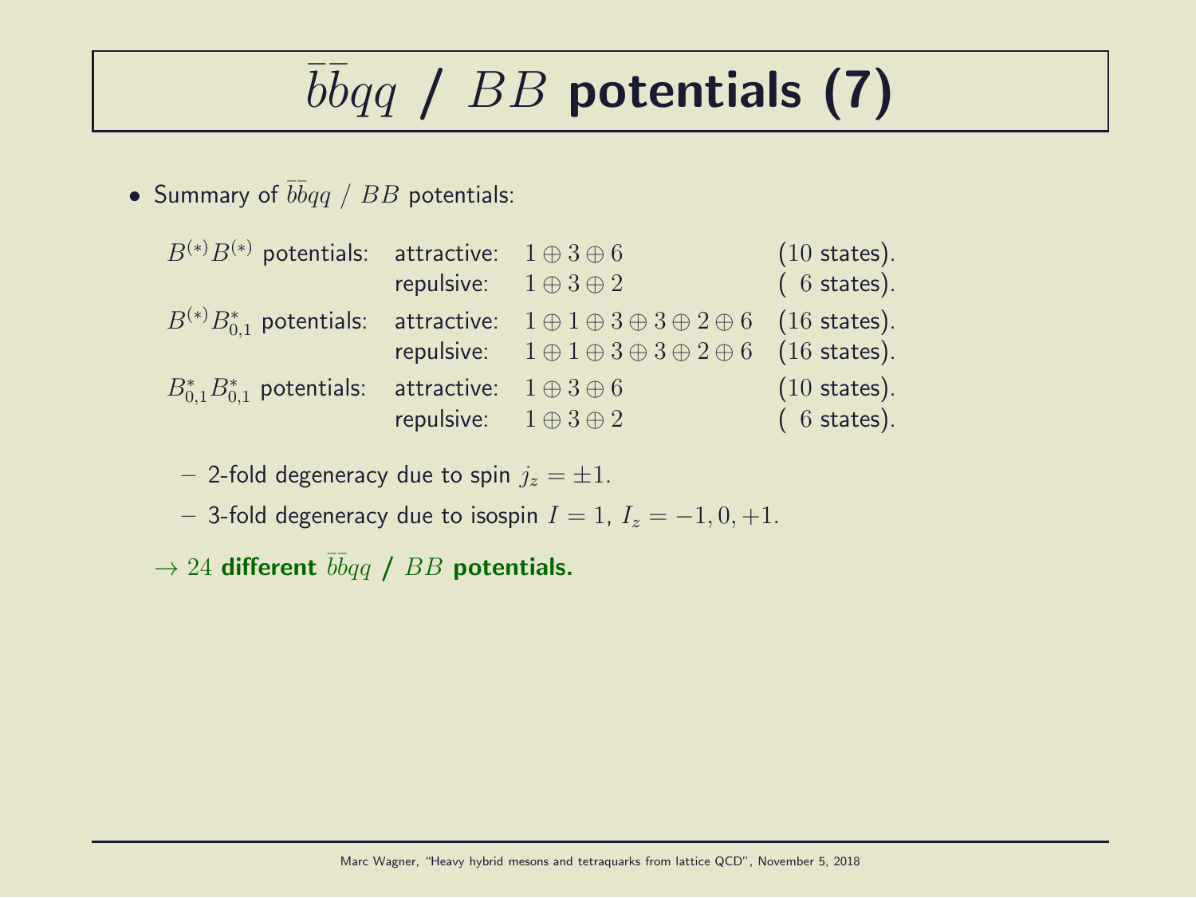# $\bar{b}\bar{b}qq$ / $BB$ potentials (7)

- Summary of $\bar{b}\bar{b}qq$ / $BB$ potentials:

| | | | |
|---|---|---|---|
| $B^{(*)}B^{(*)}$ potentials: | attractive: | $1 \oplus 3 \oplus 6$ | (10 states). |
| | repulsive: | $1 \oplus 3 \oplus 2$ | ( 6 states). |
| $B^{(*)}B^{*}_{0,1}$ potentials: | attractive: | $1 \oplus 1 \oplus 3 \oplus 3 \oplus 2 \oplus 6$ | (16 states). |
| | repulsive: | $1 \oplus 1 \oplus 3 \oplus 3 \oplus 2 \oplus 6$ | (16 states). |
| $B^{*}_{0,1}B^{*}_{0,1}$ potentials: | attractive: | $1 \oplus 3 \oplus 6$ | (10 states). |
| | repulsive: | $1 \oplus 3 \oplus 2$ | ( 6 states). |

  - 2-fold degeneracy due to spin $j_z = \pm 1$.
  - 3-fold degeneracy due to isospin $I = 1$, $I_z = -1, 0, +1$.

$\rightarrow$ 24 **different $\bar{b}\bar{b}qq$ / $BB$ potentials.**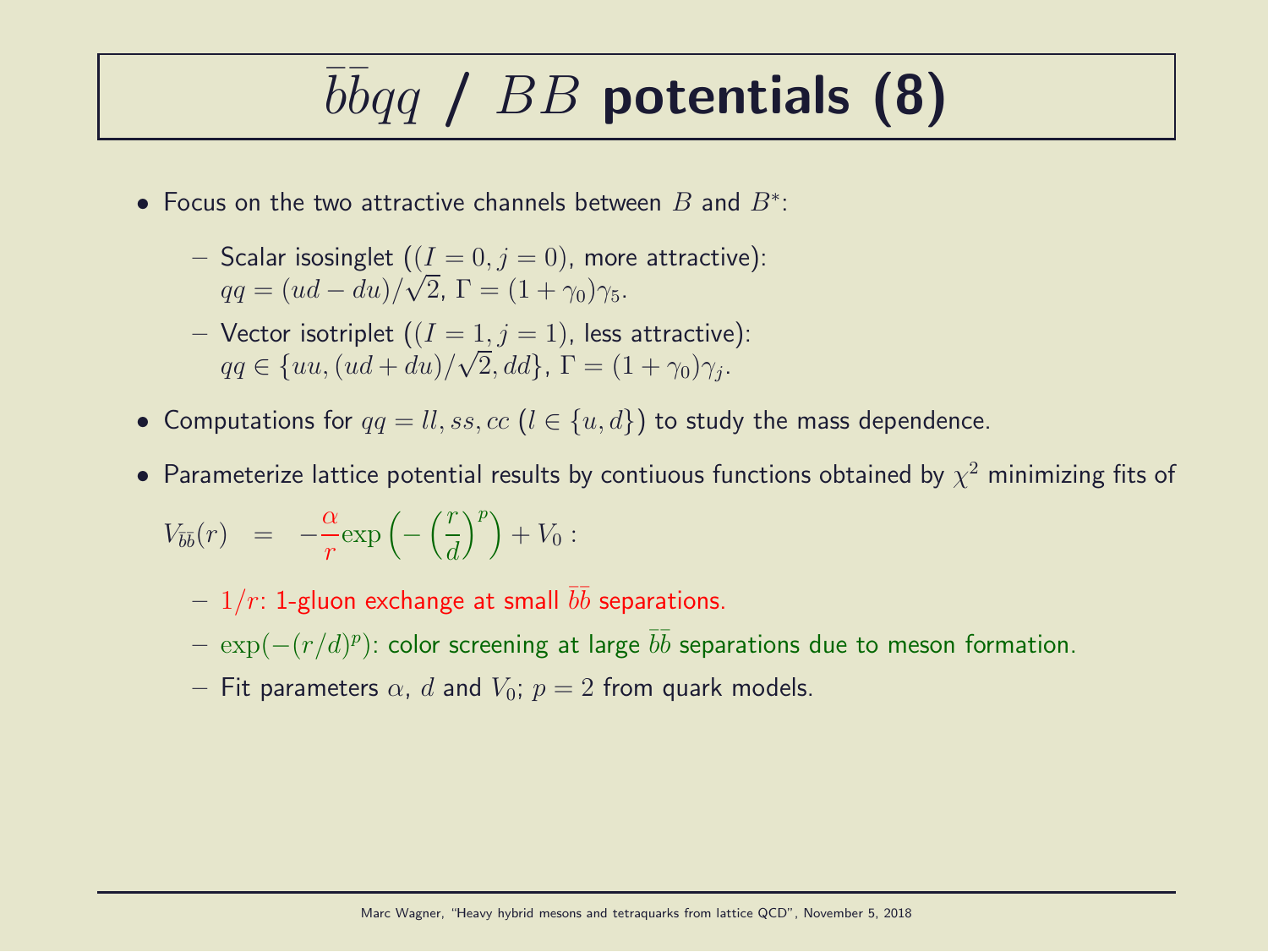# $\bar{b}\bar{b}qq$ / $BB$ potentials (8)

- Focus on the two attractive channels between $B$ and $B^*$:
  - Scalar isosinglet ($(I = 0, j = 0)$, more attractive): $qq = (ud - du)/\sqrt{2}$, $\Gamma = (1 + \gamma_0)\gamma_5$.
  - Vector isotriplet ($(I = 1, j = 1)$, less attractive): $qq \in \{uu, (ud + du)/\sqrt{2}, dd\}$, $\Gamma = (1 + \gamma_0)\gamma_j$.
- Computations for $qq = ll, ss, cc$ ($l \in \{u, d\}$) to study the mass dependence.
- Parameterize lattice potential results by contiuous functions obtained by $\chi^2$ minimizing fits of

$$V_{\bar{b}\bar{b}}(r) = -\frac{\alpha}{r}\exp\left(-\left(\frac{r}{d}\right)^p\right) + V_0 :$$

  - $1/r$: 1-gluon exchange at small $\bar{b}\bar{b}$ separations.
  - $\exp(-(r/d)^p)$: color screening at large $\bar{b}\bar{b}$ separations due to meson formation.
  - Fit parameters $\alpha$, $d$ and $V_0$; $p = 2$ from quark models.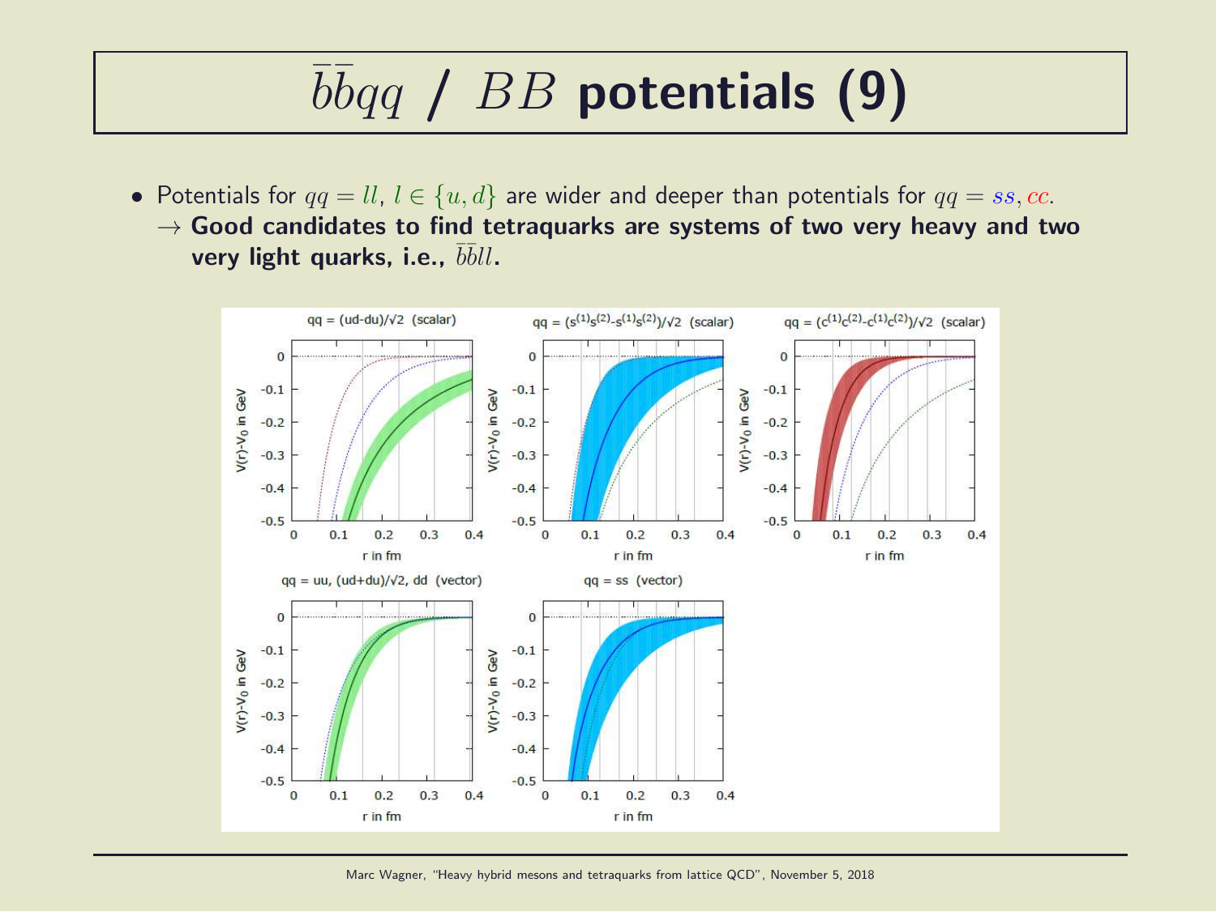# $\bar{b}\bar{b}qq$ / $BB$ potentials (9)

- Potentials for $qq = ll$, $l \in \{u, d\}$ are wider and deeper than potentials for $qq = ss, cc$.
  $\rightarrow$ **Good candidates to find tetraquarks are systems of two very heavy and two very light quarks, i.e., $\bar{b}\bar{b}ll$.**

qq = (ud-du)/√2 (scalar)

qq = (s(1)s(2)-s(1)s(2))/√2 (scalar)

qq = (c(1)c(2)-c(1)c(2))/√2 (scalar)

qq = uu, (ud+du)/√2, dd (vector)

qq = ss (vector)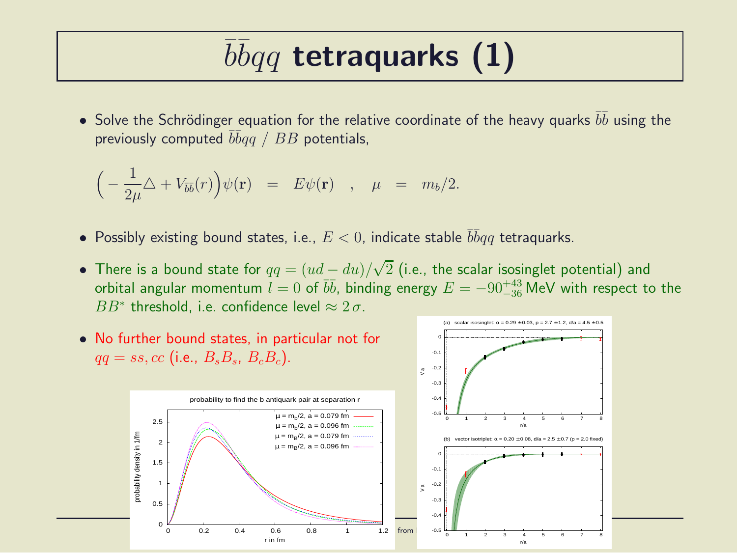# $\bar{b}\bar{b}qq$ tetraquarks (1)

- Solve the Schrödinger equation for the relative coordinate of the heavy quarks $\bar{b}\bar{b}$ using the previously computed $\bar{b}\bar{b}qq$ / $BB$ potentials,

$$\Big(-\frac{1}{2\mu}\triangle + V_{\bar{b}\bar{b}}(r)\Big)\psi(\mathbf{r}) \quad = \quad E\psi(\mathbf{r}) \quad , \quad \mu \quad = \quad m_b/2.$$

- Possibly existing bound states, i.e., $E < 0$, indicate stable $\bar{b}\bar{b}qq$ tetraquarks.
- There is a bound state for $qq = (ud - du)/\sqrt{2}$ (i.e., the scalar isosinglet potential) and orbital angular momentum $l = 0$ of $\bar{b}\bar{b}$, binding energy $E = -90^{+43}_{-36}$ MeV with respect to the $BB^*$ threshold, i.e. confidence level $\approx 2\,\sigma$.
- No further bound states, in particular not for $qq = ss, cc$ (i.e., $B_s B_s$, $B_c B_c$).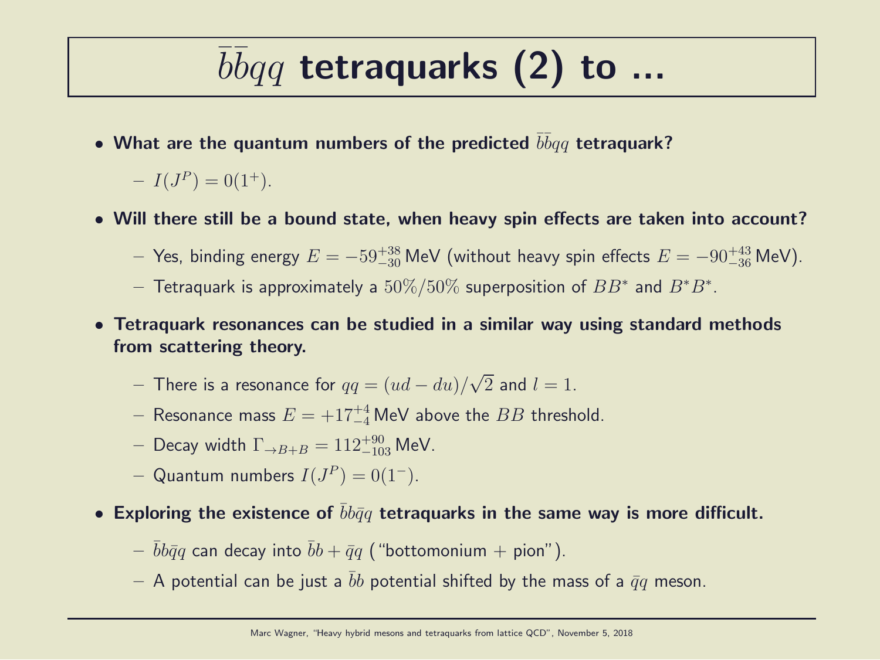# $\bar{b}\bar{b}qq$ tetraquarks (2) to ...

- **What are the quantum numbers of the predicted $\bar{b}\bar{b}qq$ tetraquark?**
  - $I(J^P) = 0(1^+)$.
- **Will there still be a bound state, when heavy spin effects are taken into account?**
  - Yes, binding energy $E = -59^{+38}_{-30}$ MeV (without heavy spin effects $E = -90^{+43}_{-36}$ MeV).
  - Tetraquark is approximately a $50\%/50\%$ superposition of $BB^*$ and $B^*B^*$.
- **Tetraquark resonances can be studied in a similar way using standard methods from scattering theory.**
  - There is a resonance for $qq = (ud - du)/\sqrt{2}$ and $l = 1$.
  - Resonance mass $E = +17^{+4}_{-4}$ MeV above the $BB$ threshold.
  - Decay width $\Gamma_{\to B+B} = 112^{+90}_{-103}$ MeV.
  - Quantum numbers $I(J^P) = 0(1^-)$.
- **Exploring the existence of $\bar{b}b\bar{q}q$ tetraquarks in the same way is more difficult.**
  - $\bar{b}b\bar{q}q$ can decay into $\bar{b}b + \bar{q}q$ ("bottomonium + pion").
  - A potential can be just a $\bar{b}b$ potential shifted by the mass of a $\bar{q}q$ meson.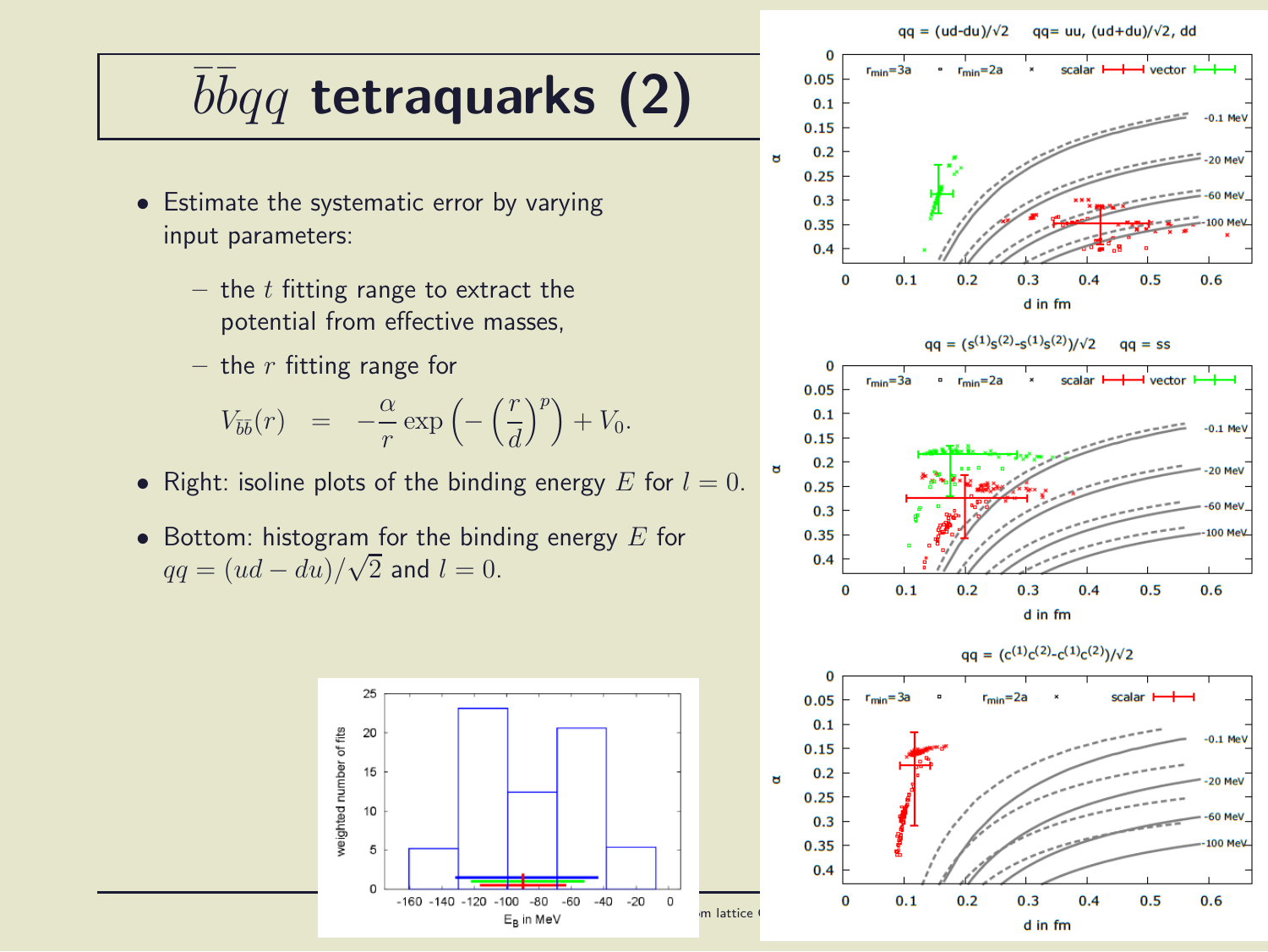# $\bar{b}\bar{b}qq$ tetraquarks (2)

- Estimate the systematic error by varying input parameters:
  - the $t$ fitting range to extract the potential from effective masses,
  - the $r$ fitting range for

$$V_{\bar{b}\bar{b}}(r) \quad = \quad -\frac{\alpha}{r} \exp\left(-\left(\frac{r}{d}\right)^p\right) + V_0.$$

- Right: isoline plots of the binding energy $E$ for $l = 0$.
- Bottom: histogram for the binding energy $E$ for $qq = (ud - du)/\sqrt{2}$ and $l = 0$.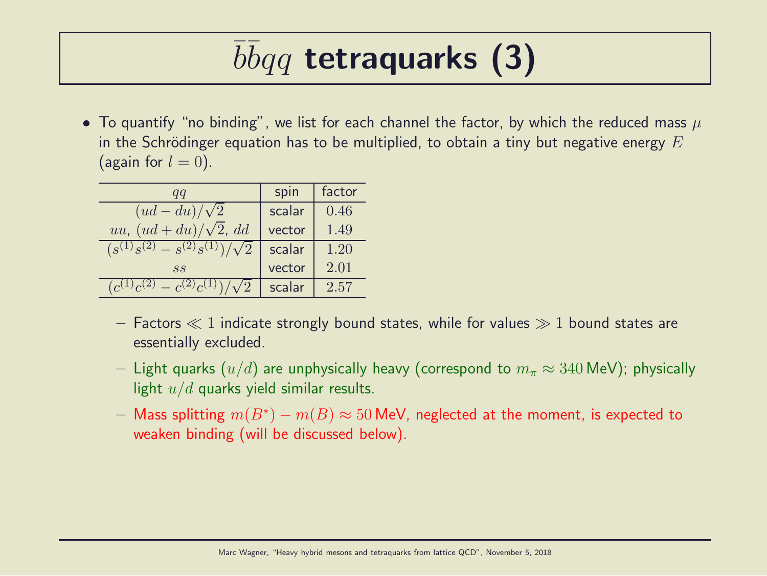# $\bar{b}\bar{b}qq$ tetraquarks (3)

- To quantify "no binding", we list for each channel the factor, by which the reduced mass $\mu$ in the Schrödinger equation has to be multiplied, to obtain a tiny but negative energy $E$ (again for $l = 0$).

| $qq$ | spin | factor |
|---|---|---|
| $(ud - du)/\sqrt{2}$ | scalar | $0.46$ |
| $uu$, $(ud + du)/\sqrt{2}$, $dd$ | vector | $1.49$ |
| $(s^{(1)}s^{(2)} - s^{(2)}s^{(1)})/\sqrt{2}$ | scalar | $1.20$ |
| $ss$ | vector | $2.01$ |
| $(c^{(1)}c^{(2)} - c^{(2)}c^{(1)})/\sqrt{2}$ | scalar | $2.57$ |

  - Factors $\ll 1$ indicate strongly bound states, while for values $\gg 1$ bound states are essentially excluded.
  - Light quarks ($u/d$) are unphysically heavy (correspond to $m_\pi \approx 340\,\text{MeV}$); physically light $u/d$ quarks yield similar results.
  - Mass splitting $m(B^*) - m(B) \approx 50\,\text{MeV}$, neglected at the moment, is expected to weaken binding (will be discussed below).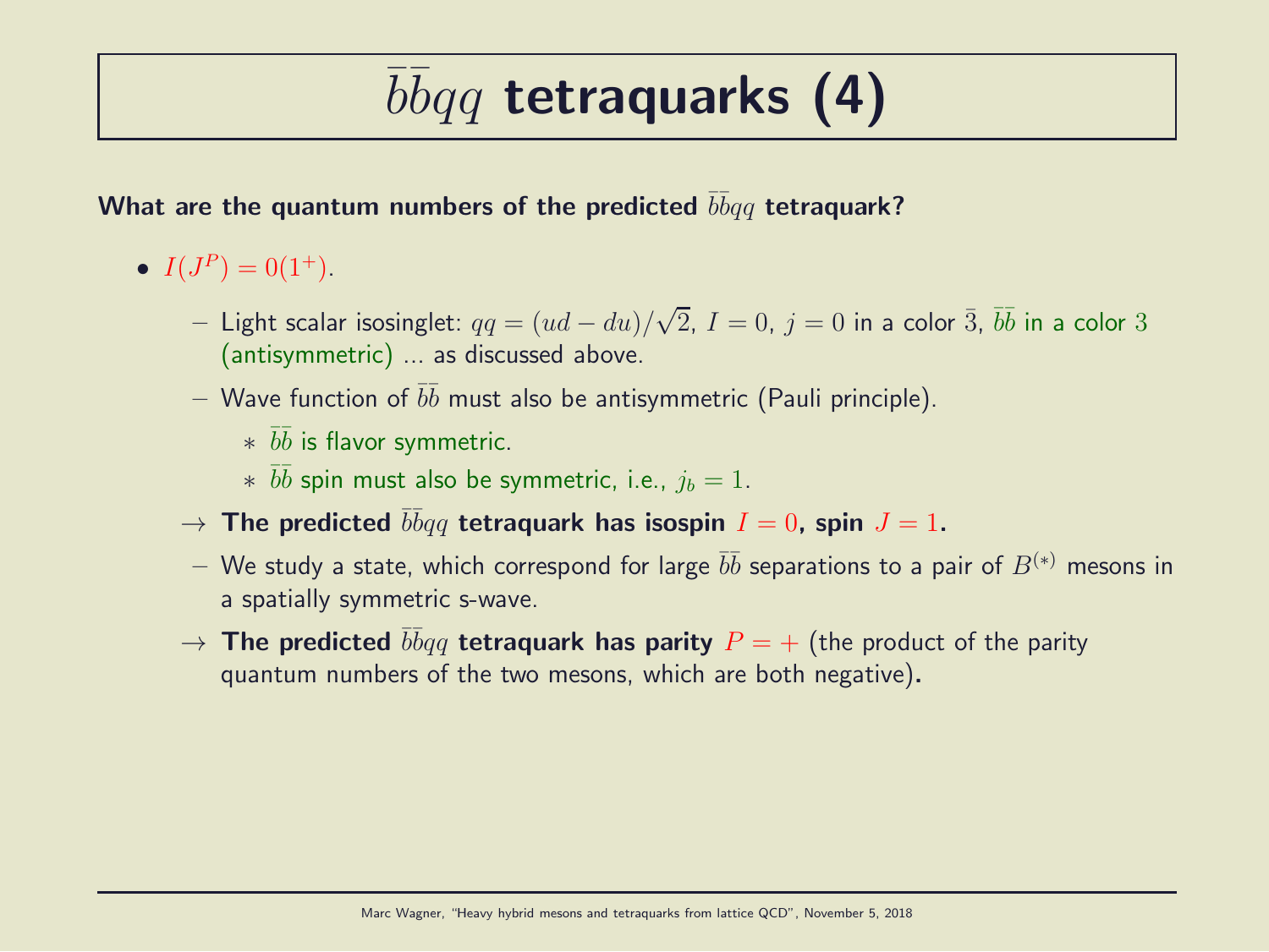# $\bar{b}\bar{b}qq$ tetraquarks (4)

**What are the quantum numbers of the predicted $\bar{b}\bar{b}qq$ tetraquark?**

- $I(J^P) = 0(1^+)$.
  - Light scalar isosinglet: $qq = (ud - du)/\sqrt{2}$, $I = 0$, $j = 0$ in a color $\bar{3}$, $\bar{b}\bar{b}$ in a color $3$ (antisymmetric) ... as discussed above.
  - Wave function of $\bar{b}\bar{b}$ must also be antisymmetric (Pauli principle).
    - $\bar{b}\bar{b}$ is flavor symmetric.
    - $\bar{b}\bar{b}$ spin must also be symmetric, i.e., $j_b = 1$.

  $\rightarrow$ **The predicted $\bar{b}\bar{b}qq$ tetraquark has isospin $I = 0$, spin $J = 1$.**

  - We study a state, which correspond for large $\bar{b}\bar{b}$ separations to a pair of $B^{(*)}$ mesons in a spatially symmetric s-wave.

  $\rightarrow$ **The predicted $\bar{b}\bar{b}qq$ tetraquark has parity $P = +$** (the product of the parity quantum numbers of the two mesons, which are both negative)**.**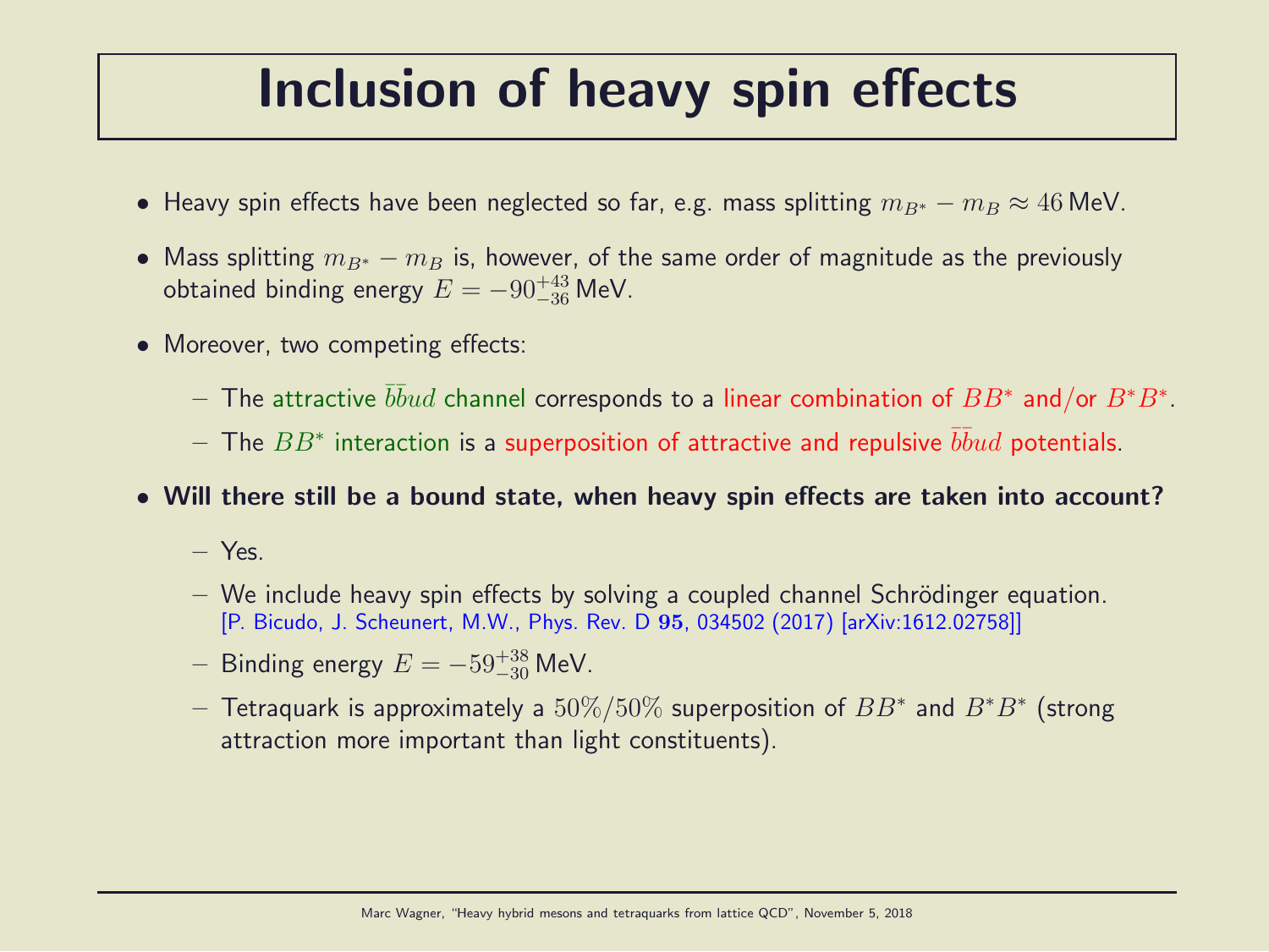# Inclusion of heavy spin effects

- Heavy spin effects have been neglected so far, e.g. mass splitting $m_{B^*} - m_B \approx 46\,\text{MeV}$.
- Mass splitting $m_{B^*} - m_B$ is, however, of the same order of magnitude as the previously obtained binding energy $E = -90^{+43}_{-36}\,\text{MeV}$.
- Moreover, two competing effects:
  - The attractive $\bar{b}\bar{b}ud$ channel corresponds to a linear combination of $BB^*$ and/or $B^*B^*$.
  - The $BB^*$ interaction is a superposition of attractive and repulsive $\bar{b}\bar{b}ud$ potentials.
- **Will there still be a bound state, when heavy spin effects are taken into account?**
  - Yes.
  - We include heavy spin effects by solving a coupled channel Schrödinger equation. [P. Bicudo, J. Scheunert, M.W., Phys. Rev. D **95**, 034502 (2017) [arXiv:1612.02758]]
  - Binding energy $E = -59^{+38}_{-30}\,\text{MeV}$.
  - Tetraquark is approximately a $50\%/50\%$ superposition of $BB^*$ and $B^*B^*$ (strong attraction more important than light constituents).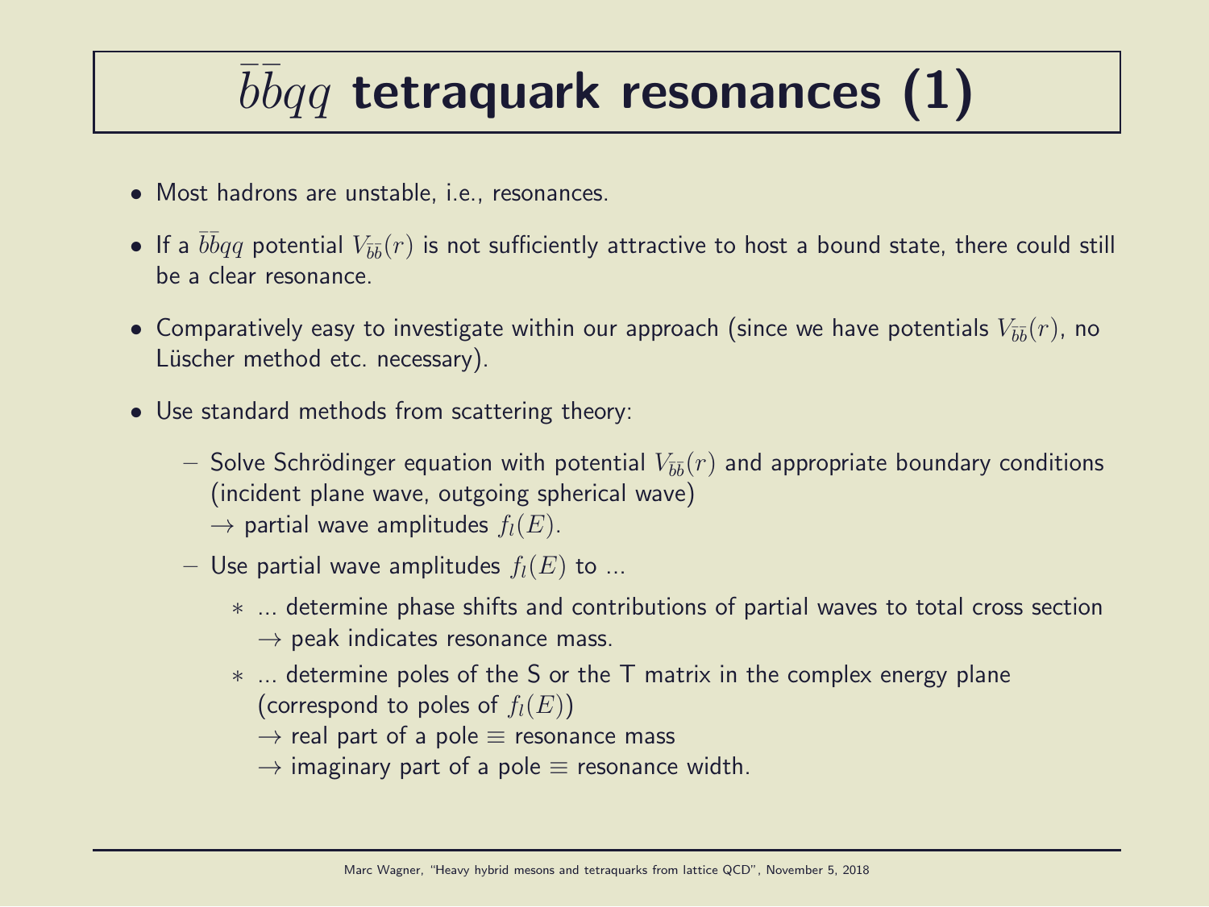# $\bar{b}\bar{b}qq$ tetraquark resonances (1)

- Most hadrons are unstable, i.e., resonances.
- If a $\bar{b}\bar{b}qq$ potential $V_{\bar{b}\bar{b}}(r)$ is not sufficiently attractive to host a bound state, there could still be a clear resonance.
- Comparatively easy to investigate within our approach (since we have potentials $V_{\bar{b}\bar{b}}(r)$, no Lüscher method etc. necessary).
- Use standard methods from scattering theory:
  - Solve Schrödinger equation with potential $V_{\bar{b}\bar{b}}(r)$ and appropriate boundary conditions (incident plane wave, outgoing spherical wave)
    $\rightarrow$ partial wave amplitudes $f_l(E)$.
  - Use partial wave amplitudes $f_l(E)$ to ...
    - ... determine phase shifts and contributions of partial waves to total cross section
      $\rightarrow$ peak indicates resonance mass.
    - ... determine poles of the S or the T matrix in the complex energy plane (correspond to poles of $f_l(E)$)
      $\rightarrow$ real part of a pole $\equiv$ resonance mass
      $\rightarrow$ imaginary part of a pole $\equiv$ resonance width.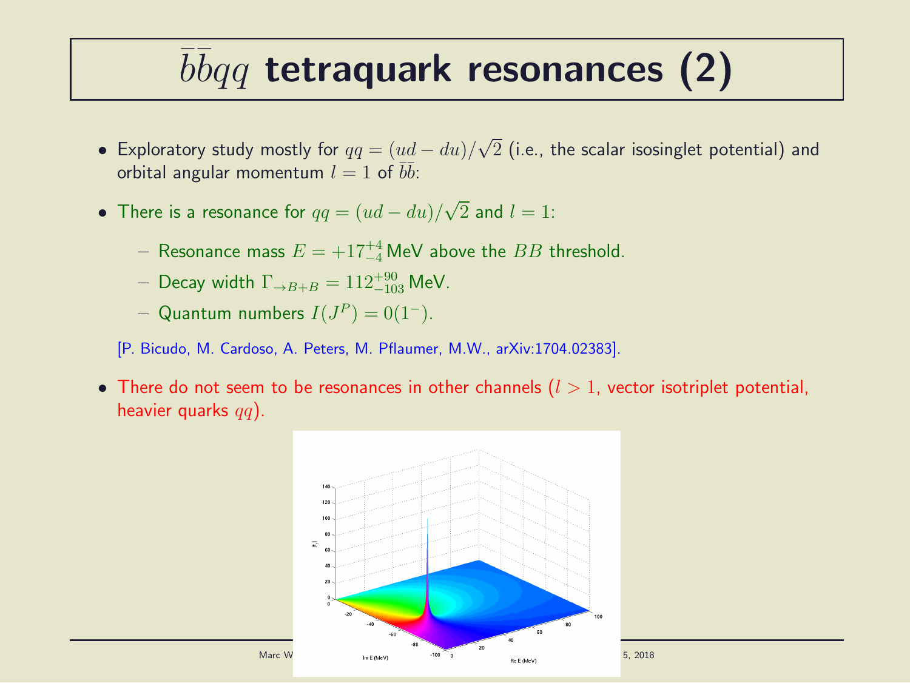# $\bar{b}\bar{b}qq$ tetraquark resonances (2)

- Exploratory study mostly for $qq = (ud - du)/\sqrt{2}$ (i.e., the scalar isosinglet potential) and orbital angular momentum $l = 1$ of $\bar{b}\bar{b}$:

- There is a resonance for $qq = (ud - du)/\sqrt{2}$ and $l = 1$:
  - Resonance mass $E = +17^{+4}_{-4}$ MeV above the $BB$ threshold.
  - Decay width $\Gamma_{\rightarrow B+B} = 112^{+90}_{-103}$ MeV.
  - Quantum numbers $I(J^P) = 0(1^-)$.

  [P. Bicudo, M. Cardoso, A. Peters, M. Pflaumer, M.W., arXiv:1704.02383].

- There do not seem to be resonances in other channels ($l > 1$, vector isotriplet potential, heavier quarks $qq$).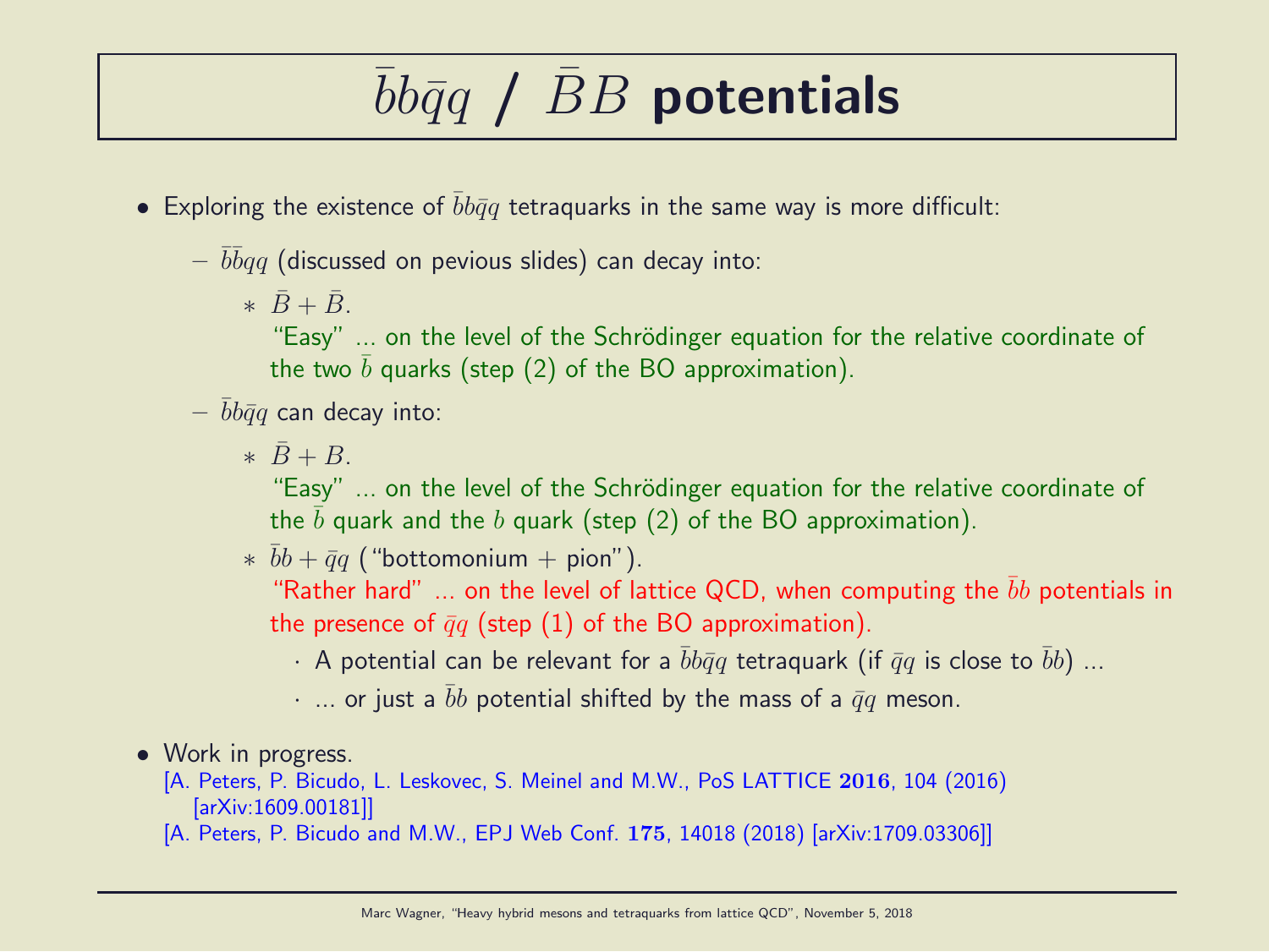# $\bar{b}b\bar{q}q$ / $\bar{B}B$ potentials

- Exploring the existence of $\bar{b}b\bar{q}q$ tetraquarks in the same way is more difficult:
  - $\bar{b}\bar{b}qq$ (discussed on pevious slides) can decay into:
    - $\bar{B} + \bar{B}$.
      "Easy" ... on the level of the Schrödinger equation for the relative coordinate of the two $\bar{b}$ quarks (step (2) of the BO approximation).
  - $\bar{b}b\bar{q}q$ can decay into:
    - $\bar{B} + B$.
      "Easy" ... on the level of the Schrödinger equation for the relative coordinate of the $\bar{b}$ quark and the $b$ quark (step (2) of the BO approximation).
    - $\bar{b}b + \bar{q}q$ ("bottomonium + pion").
      "Rather hard" ... on the level of lattice QCD, when computing the $\bar{b}b$ potentials in the presence of $\bar{q}q$ (step (1) of the BO approximation).
      - A potential can be relevant for a $\bar{b}b\bar{q}q$ tetraquark (if $\bar{q}q$ is close to $\bar{b}b$) ...
      - ... or just a $\bar{b}b$ potential shifted by the mass of a $\bar{q}q$ meson.
- Work in progress.
  [A. Peters, P. Bicudo, L. Leskovec, S. Meinel and M.W., PoS LATTICE **2016**, 104 (2016) [arXiv:1609.00181]]
  [A. Peters, P. Bicudo and M.W., EPJ Web Conf. **175**, 14018 (2018) [arXiv:1709.03306]]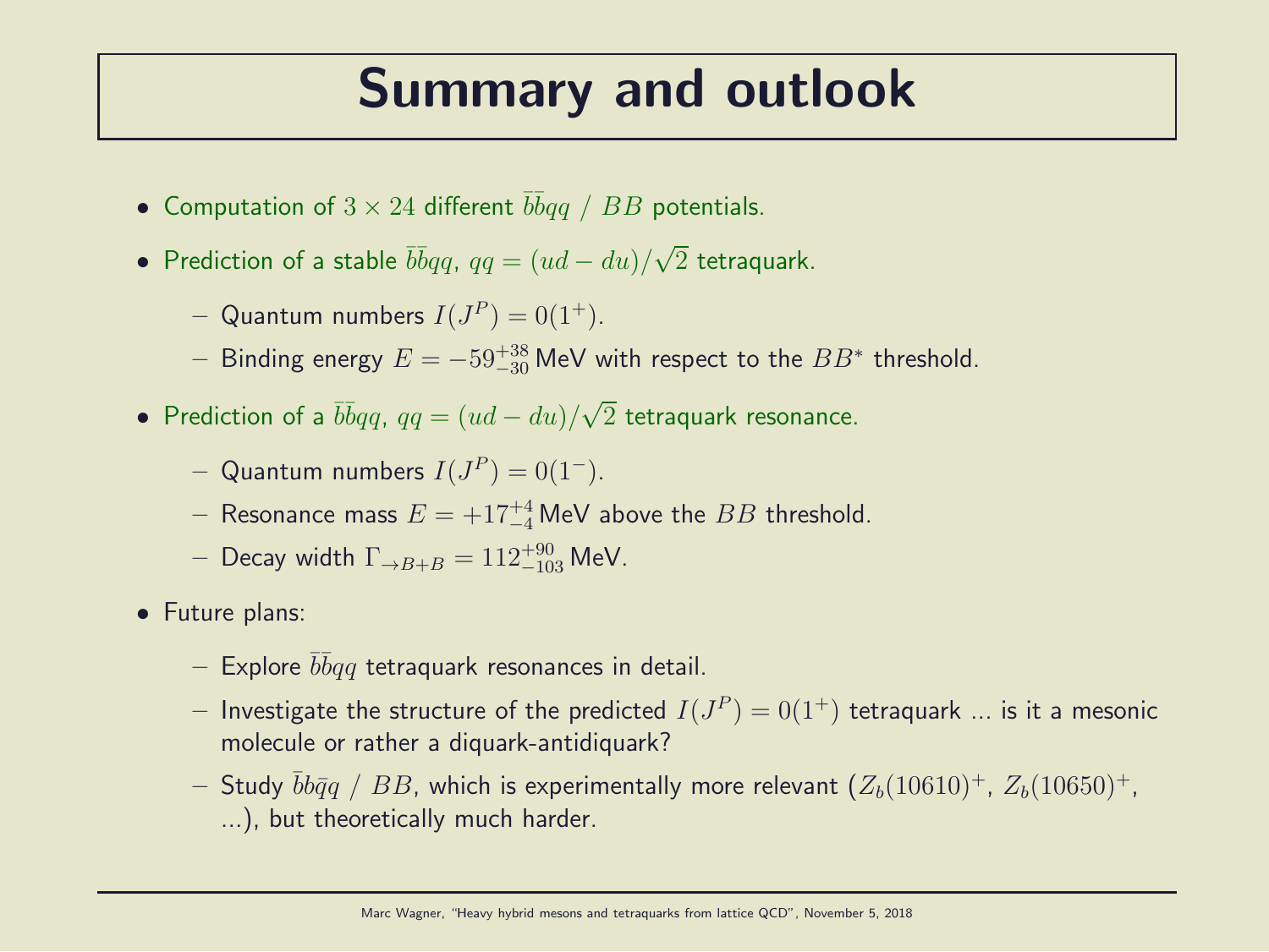# Summary and outlook

- Computation of $3 \times 24$ different $\bar{b}\bar{b}qq$ / $BB$ potentials.
- Prediction of a stable $\bar{b}\bar{b}qq$, $qq = (ud - du)/\sqrt{2}$ tetraquark.
  - Quantum numbers $I(J^P) = 0(1^+)$.
  - Binding energy $E = -59^{+38}_{-30}\,\text{MeV}$ with respect to the $BB^*$ threshold.
- Prediction of a $\bar{b}\bar{b}qq$, $qq = (ud - du)/\sqrt{2}$ tetraquark resonance.
  - Quantum numbers $I(J^P) = 0(1^-)$.
  - Resonance mass $E = +17^{+4}_{-4}\,\text{MeV}$ above the $BB$ threshold.
  - Decay width $\Gamma_{\rightarrow B+B} = 112^{+90}_{-103}\,\text{MeV}$.
- Future plans:
  - Explore $\bar{b}\bar{b}qq$ tetraquark resonances in detail.
  - Investigate the structure of the predicted $I(J^P) = 0(1^+)$ tetraquark ... is it a mesonic molecule or rather a diquark-antidiquark?
  - Study $\bar{b}b\bar{q}q$ / $BB$, which is experimentally more relevant ($Z_b(10610)^+$, $Z_b(10650)^+$, ...), but theoretically much harder.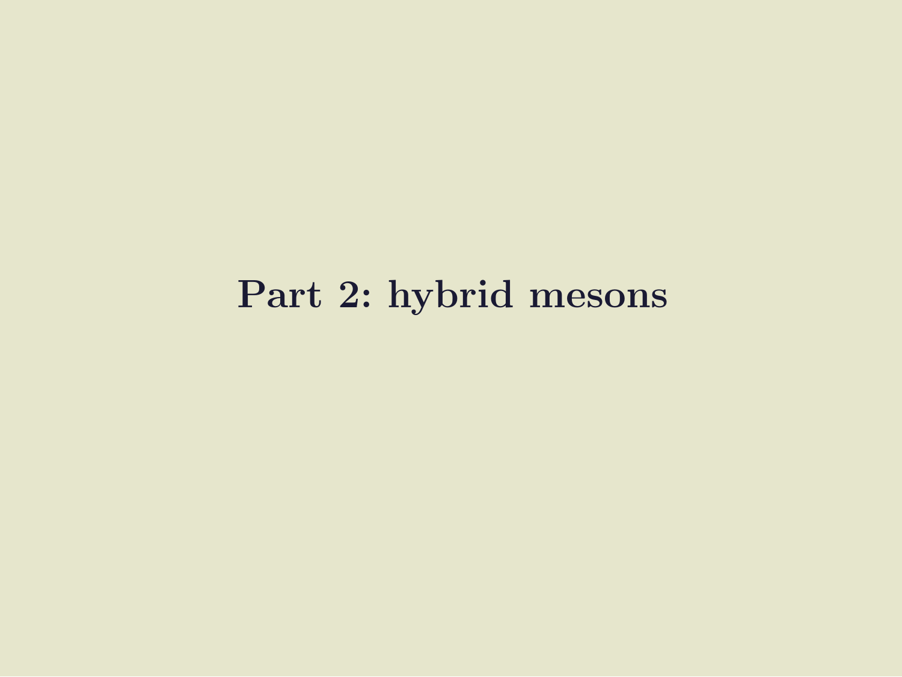# Part 2: hybrid mesons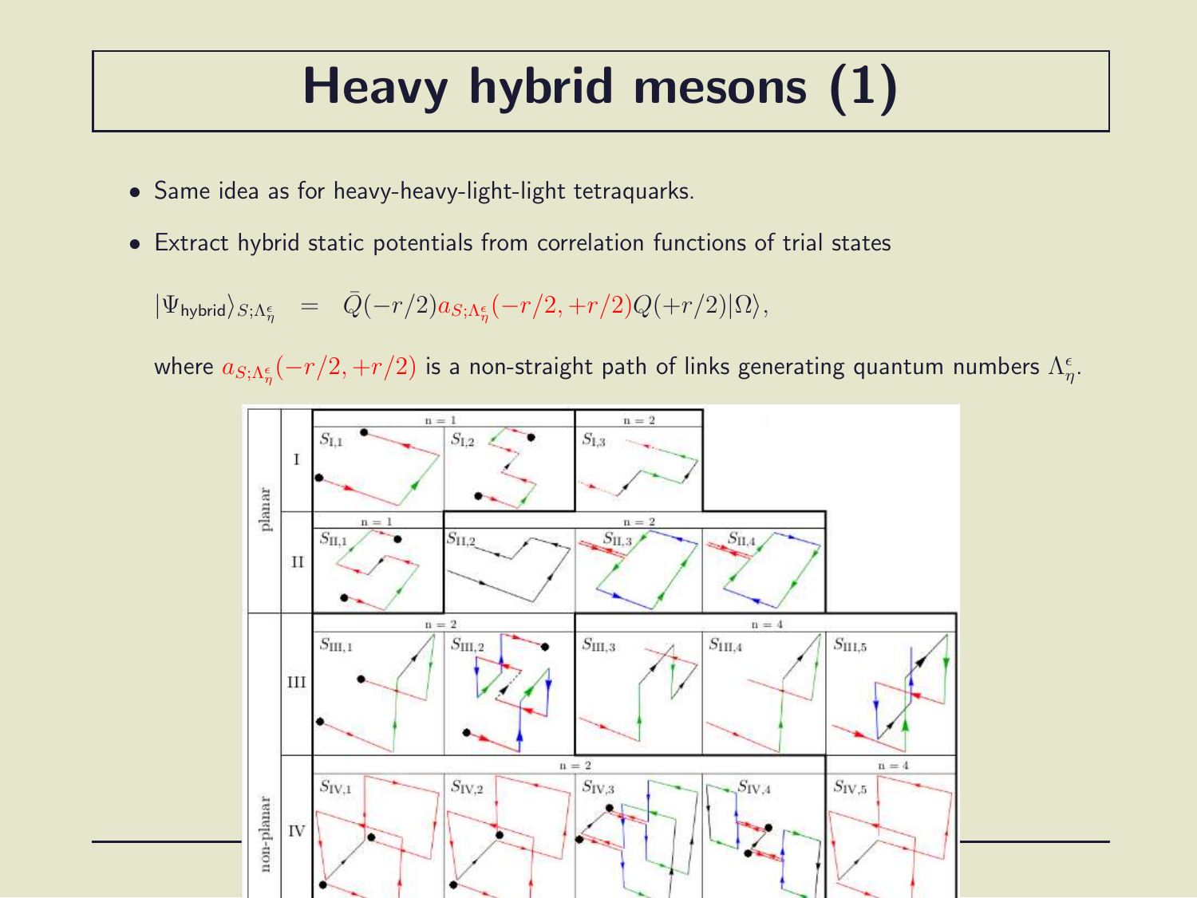# Heavy hybrid mesons (1)

- Same idea as for heavy-heavy-light-light tetraquarks.
- Extract hybrid static potentials from correlation functions of trial states

$$|\Psi_{\text{hybrid}}\rangle_{S;\Lambda_\eta^\epsilon} = \bar{Q}(-r/2) a_{S;\Lambda_\eta^\epsilon}(-r/2,+r/2) Q(+r/2)|\Omega\rangle,$$

where $a_{S;\Lambda_\eta^\epsilon}(-r/2,+r/2)$ is a non-straight path of links generating quantum numbers $\Lambda_\eta^\epsilon$.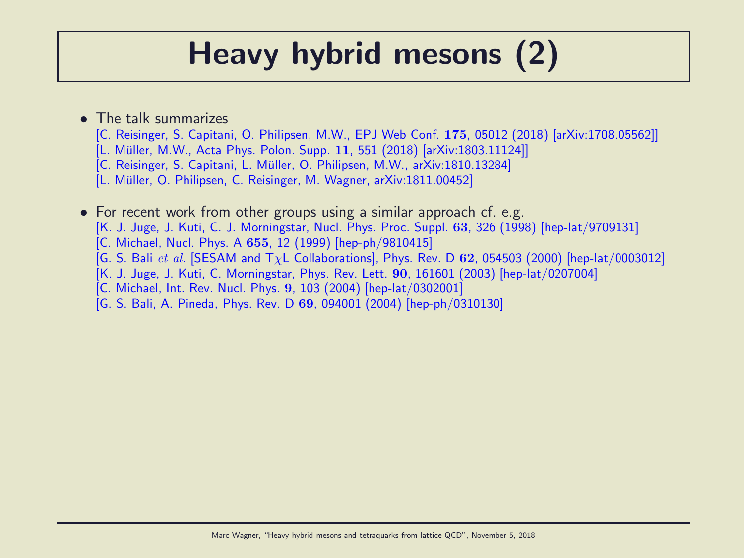# Heavy hybrid mesons (2)

- The talk summarizes
  [C. Reisinger, S. Capitani, O. Philipsen, M.W., EPJ Web Conf. **175**, 05012 (2018) [arXiv:1708.05562]]
  [L. Müller, M.W., Acta Phys. Polon. Supp. **11**, 551 (2018) [arXiv:1803.11124]]
  [C. Reisinger, S. Capitani, L. Müller, O. Philipsen, M.W., arXiv:1810.13284]
  [L. Müller, O. Philipsen, C. Reisinger, M. Wagner, arXiv:1811.00452]

- For recent work from other groups using a similar approach cf. e.g.
  [K. J. Juge, J. Kuti, C. J. Morningstar, Nucl. Phys. Proc. Suppl. **63**, 326 (1998) [hep-lat/9709131]
  [C. Michael, Nucl. Phys. A **655**, 12 (1999) [hep-ph/9810415]
  [G. S. Bali *et al.* [SESAM and T$\chi$L Collaborations], Phys. Rev. D **62**, 054503 (2000) [hep-lat/0003012]
  [K. J. Juge, J. Kuti, C. Morningstar, Phys. Rev. Lett. **90**, 161601 (2003) [hep-lat/0207004]
  [C. Michael, Int. Rev. Nucl. Phys. **9**, 103 (2004) [hep-lat/0302001]
  [G. S. Bali, A. Pineda, Phys. Rev. D **69**, 094001 (2004) [hep-ph/0310130]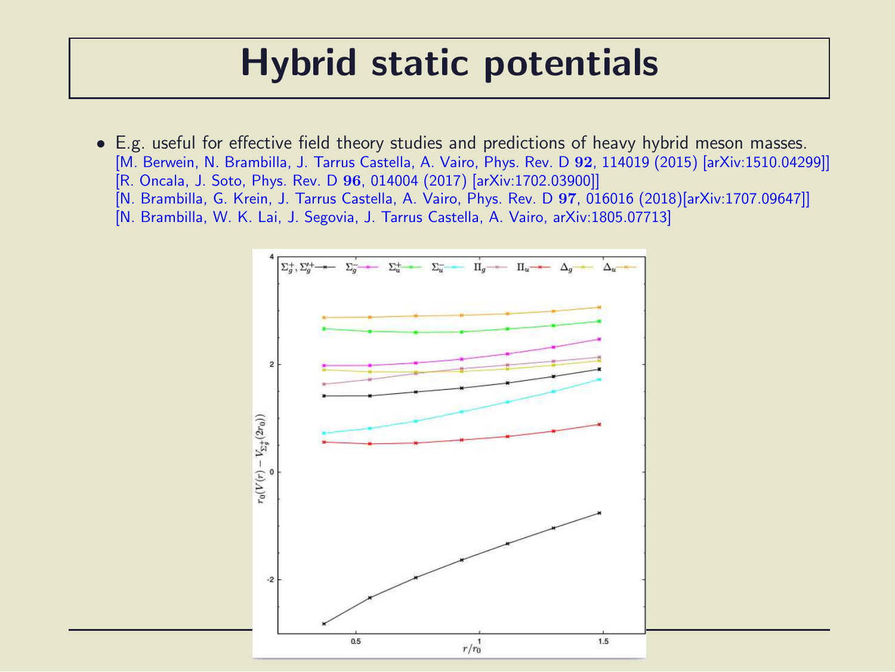# Hybrid static potentials

- E.g. useful for effective field theory studies and predictions of heavy hybrid meson masses.
  [M. Berwein, N. Brambilla, J. Tarrus Castella, A. Vairo, Phys. Rev. D **92**, 114019 (2015) [arXiv:1510.04299]]
  [R. Oncala, J. Soto, Phys. Rev. D **96**, 014004 (2017) [arXiv:1702.03900]]
  [N. Brambilla, G. Krein, J. Tarrus Castella, A. Vairo, Phys. Rev. D **97**, 016016 (2018)[arXiv:1707.09647]]
  [N. Brambilla, W. K. Lai, J. Segovia, J. Tarrus Castella, A. Vairo, arXiv:1805.07713]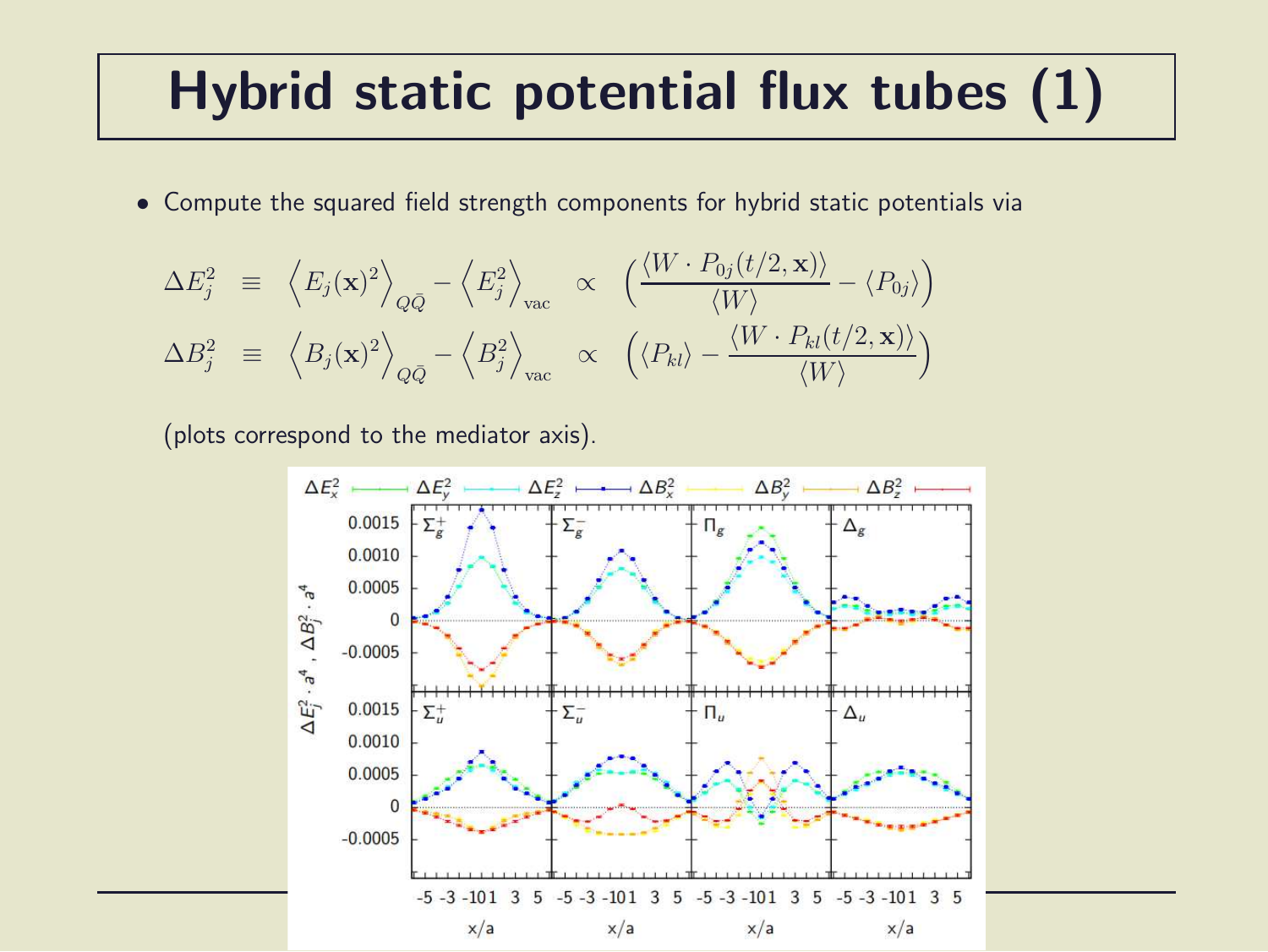# Hybrid static potential flux tubes (1)

- Compute the squared field strength components for hybrid static potentials via

$$\Delta E_j^2 \equiv \left\langle E_j(\mathbf{x})^2 \right\rangle_{Q\bar{Q}} - \left\langle E_j^2 \right\rangle_{\text{vac}} \propto \left( \frac{\langle W \cdot P_{0j}(t/2, \mathbf{x}) \rangle}{\langle W \rangle} - \langle P_{0j} \rangle \right)$$

$$\Delta B_j^2 \equiv \left\langle B_j(\mathbf{x})^2 \right\rangle_{Q\bar{Q}} - \left\langle B_j^2 \right\rangle_{\text{vac}} \propto \left( \langle P_{kl} \rangle - \frac{\langle W \cdot P_{kl}(t/2, \mathbf{x}) \rangle}{\langle W \rangle} \right)$$

(plots correspond to the mediator axis).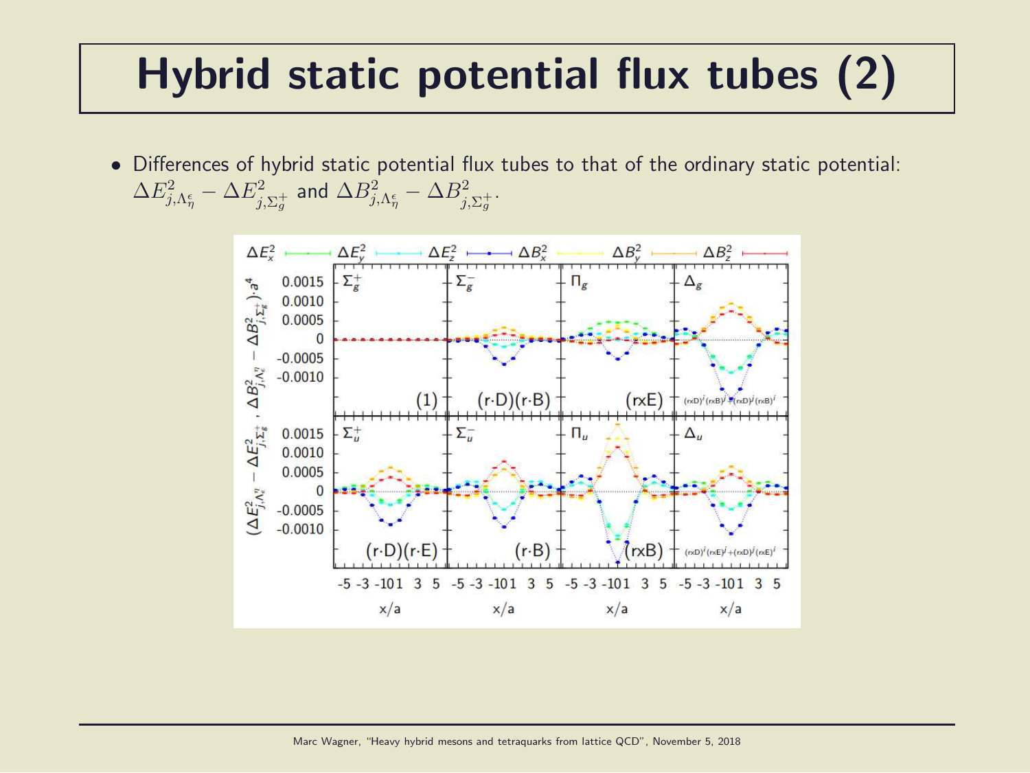# Hybrid static potential flux tubes (2)

- Differences of hybrid static potential flux tubes to that of the ordinary static potential: $\Delta E^2_{j,\Lambda^\epsilon_\eta} - \Delta E^2_{j,\Sigma^+_g}$ and $\Delta B^2_{j,\Lambda^\epsilon_\eta} - \Delta B^2_{j,\Sigma^+_g}$.

$\Delta E_x^2$ $\Delta E_y^2$ $\Delta E_z^2$ $\Delta B_x^2$ $\Delta B_y^2$ $\Delta B_z^2$

$(\Delta E^2_{j,\Lambda^\eta_\epsilon} - \Delta E^2_{j,\Sigma^+_g} , \Delta B^2_{j,\Lambda^\eta_\epsilon} - \Delta B^2_{j,\Sigma^+_g}) \cdot a^4$

0.0015
0.0010
0.0005
0
-0.0005
-0.0010

$\Sigma_g^+$ (1)

$\Sigma_g^-$ (r·D)(r·B)

$\Pi_g$ (rxE)

$\Delta_g$ $(rxD)^j(rxB)^j+(rxD)^j(rxB)^j$

$\Sigma_u^+$ (r·D)(r·E)

$\Sigma_u^-$ (r·B)

$\Pi_u$ (rxB)

$\Delta_u$ $(rxD)^j(rxE)^j+(rxD)^j(rxE)^j$

-5 -3 -101 3 5

x/a